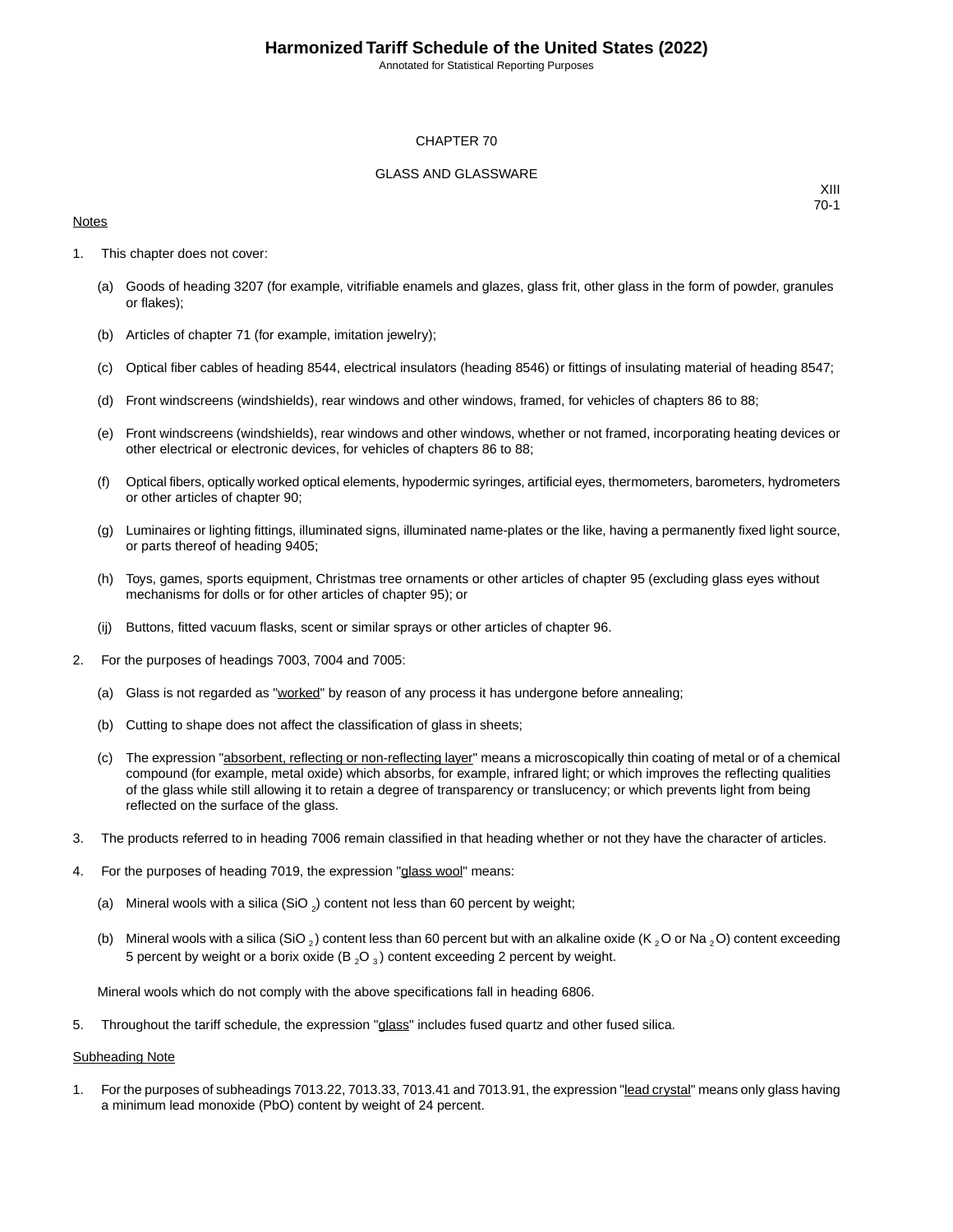# Harmonized Tariff Schedule of the United States (2022)

Annotated for Statistical Reporting Purposes

## CHAPTER 70

## GLASS AND GLASSWARE

XIII
70-1

Notes

1. This chapter does not cover:

   (a) Goods of heading 3207 (for example, vitrifiable enamels and glazes, glass frit, other glass in the form of powder, granules or flakes);

   (b) Articles of chapter 71 (for example, imitation jewelry);

   (c) Optical fiber cables of heading 8544, electrical insulators (heading 8546) or fittings of insulating material of heading 8547;

   (d) Front windscreens (windshields), rear windows and other windows, framed, for vehicles of chapters 86 to 88;

   (e) Front windscreens (windshields), rear windows and other windows, whether or not framed, incorporating heating devices or other electrical or electronic devices, for vehicles of chapters 86 to 88;

   (f) Optical fibers, optically worked optical elements, hypodermic syringes, artificial eyes, thermometers, barometers, hydrometers or other articles of chapter 90;

   (g) Luminaires or lighting fittings, illuminated signs, illuminated name-plates or the like, having a permanently fixed light source, or parts thereof of heading 9405;

   (h) Toys, games, sports equipment, Christmas tree ornaments or other articles of chapter 95 (excluding glass eyes without mechanisms for dolls or for other articles of chapter 95); or

   (ij) Buttons, fitted vacuum flasks, scent or similar sprays or other articles of chapter 96.

2. For the purposes of headings 7003, 7004 and 7005:

   (a) Glass is not regarded as "worked" by reason of any process it has undergone before annealing;

   (b) Cutting to shape does not affect the classification of glass in sheets;

   (c) The expression "absorbent, reflecting or non-reflecting layer" means a microscopically thin coating of metal or of a chemical compound (for example, metal oxide) which absorbs, for example, infrared light; or which improves the reflecting qualities of the glass while still allowing it to retain a degree of transparency or translucency; or which prevents light from being reflected on the surface of the glass.

3. The products referred to in heading 7006 remain classified in that heading whether or not they have the character of articles.

4. For the purposes of heading 7019, the expression "glass wool" means:

   (a) Mineral wools with a silica ($SiO_2$) content not less than 60 percent by weight;

   (b) Mineral wools with a silica ($SiO_2$) content less than 60 percent but with an alkaline oxide ($K_2O$ or $Na_2O$) content exceeding 5 percent by weight or a borix oxide ($B_2O_3$) content exceeding 2 percent by weight.

   Mineral wools which do not comply with the above specifications fall in heading 6806.

5. Throughout the tariff schedule, the expression "glass" includes fused quartz and other fused silica.

Subheading Note

1. For the purposes of subheadings 7013.22, 7013.33, 7013.41 and 7013.91, the expression "lead crystal" means only glass having a minimum lead monoxide (PbO) content by weight of 24 percent.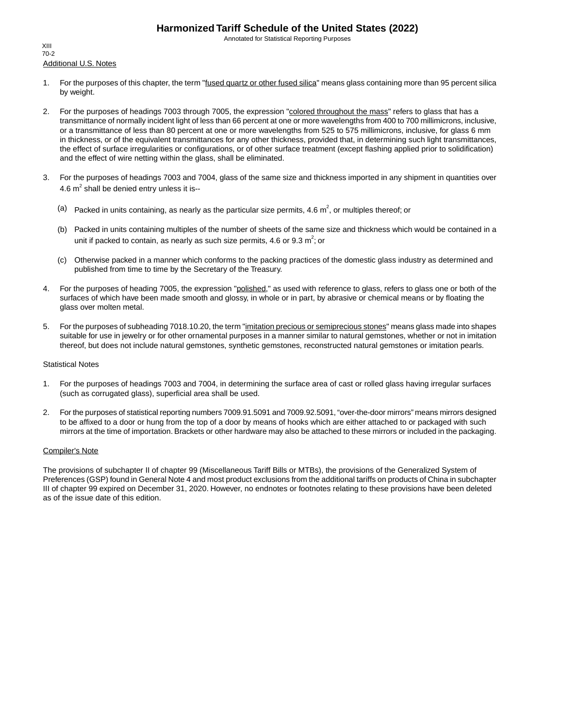## Additional U.S. Notes

1. For the purposes of this chapter, the term "fused quartz or other fused silica" means glass containing more than 95 percent silica by weight.

2. For the purposes of headings 7003 through 7005, the expression "colored throughout the mass" refers to glass that has a transmittance of normally incident light of less than 66 percent at one or more wavelengths from 400 to 700 millimicrons, inclusive, or a transmittance of less than 80 percent at one or more wavelengths from 525 to 575 millimicrons, inclusive, for glass 6 mm in thickness, or of the equivalent transmittances for any other thickness, provided that, in determining such light transmittances, the effect of surface irregularities or configurations, or of other surface treatment (except flashing applied prior to solidification) and the effect of wire netting within the glass, shall be eliminated.

3. For the purposes of headings 7003 and 7004, glass of the same size and thickness imported in any shipment in quantities over 4.6 $m^2$ shall be denied entry unless it is--

   (a) Packed in units containing, as nearly as the particular size permits, 4.6 $m^2$, or multiples thereof; or

   (b) Packed in units containing multiples of the number of sheets of the same size and thickness which would be contained in a unit if packed to contain, as nearly as such size permits, 4.6 or 9.3 $m^2$; or

   (c) Otherwise packed in a manner which conforms to the packing practices of the domestic glass industry as determined and published from time to time by the Secretary of the Treasury.

4. For the purposes of heading 7005, the expression "polished," as used with reference to glass, refers to glass one or both of the surfaces of which have been made smooth and glossy, in whole or in part, by abrasive or chemical means or by floating the glass over molten metal.

5. For the purposes of subheading 7018.10.20, the term "imitation precious or semiprecious stones" means glass made into shapes suitable for use in jewelry or for other ornamental purposes in a manner similar to natural gemstones, whether or not in imitation thereof, but does not include natural gemstones, synthetic gemstones, reconstructed natural gemstones or imitation pearls.

## Statistical Notes

1. For the purposes of headings 7003 and 7004, in determining the surface area of cast or rolled glass having irregular surfaces (such as corrugated glass), superficial area shall be used.

2. For the purposes of statistical reporting numbers 7009.91.5091 and 7009.92.5091, "over-the-door mirrors" means mirrors designed to be affixed to a door or hung from the top of a door by means of hooks which are either attached to or packaged with such mirrors at the time of importation. Brackets or other hardware may also be attached to these mirrors or included in the packaging.

## Compiler's Note

The provisions of subchapter II of chapter 99 (Miscellaneous Tariff Bills or MTBs), the provisions of the Generalized System of Preferences (GSP) found in General Note 4 and most product exclusions from the additional tariffs on products of China in subchapter III of chapter 99 expired on December 31, 2020. However, no endnotes or footnotes relating to these provisions have been deleted as of the issue date of this edition.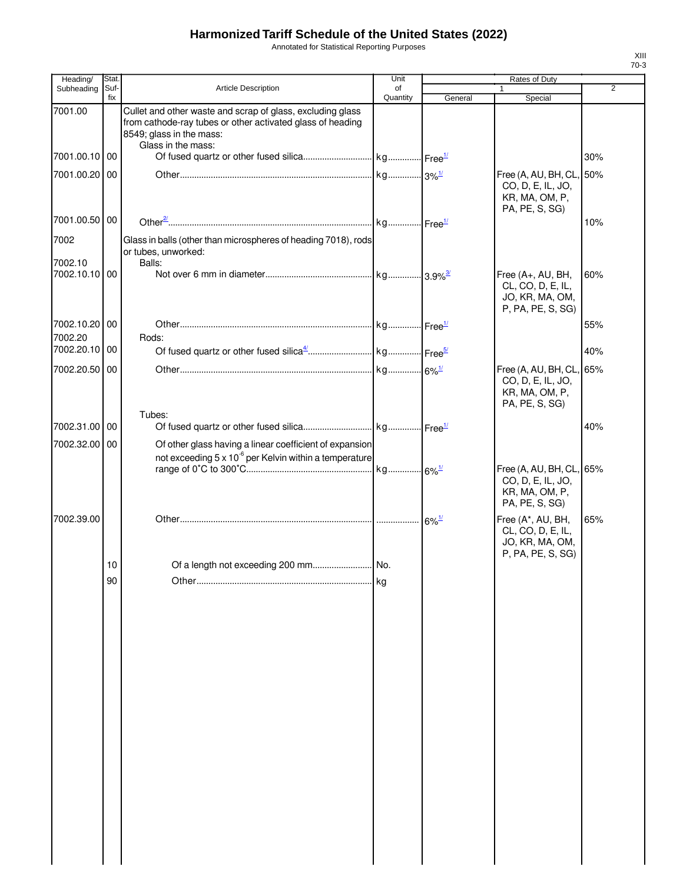# Harmonized Tariff Schedule of the United States (2022)

Annotated for Statistical Reporting Purposes

| Heading/ Subheading | Stat. Suf- fix | Article Description | Unit of Quantity | Rates of Duty 1 General | Special | 2 |
|---|---|---|---|---|---|---|
| 7001.00 | | Cullet and other waste and scrap of glass, excluding glass from cathode-ray tubes or other activated glass of heading 8549; glass in the mass: | | | | |
| | | Glass in the mass: | | | | |
| 7001.00.10 | 00 | Of fused quartz or other fused silica | kg | Free[1/] | | 30% |
| 7001.00.20 | 00 | Other | kg | 3%[1/] | Free (A, AU, BH, CL, CO, D, E, IL, JO, KR, MA, OM, P, PA, PE, S, SG) | 50% |
| 7001.00.50 | 00 | Other[2/] | kg | Free[1/] | | 10% |
| 7002 | | Glass in balls (other than microspheres of heading 7018), rods or tubes, unworked: | | | | |
| 7002.10 | | Balls: | | | | |
| 7002.10.10 | 00 | Not over 6 mm in diameter | kg | 3.9%[3/] | Free (A+, AU, BH, CL, CO, D, E, IL, JO, KR, MA, OM, P, PA, PE, S, SG) | 60% |
| 7002.10.20 | 00 | Other | kg | Free[1/] | | 55% |
| 7002.20 | | Rods: | | | | |
| 7002.20.10 | 00 | Of fused quartz or other fused silica[4/] | kg | Free[5/] | | 40% |
| 7002.20.50 | 00 | Other | kg | 6%[1/] | Free (A, AU, BH, CL, CO, D, E, IL, JO, KR, MA, OM, P, PA, PE, S, SG) | 65% |
| | | Tubes: | | | | |
| 7002.31.00 | 00 | Of fused quartz or other fused silica | kg | Free[1/] | | 40% |
| 7002.32.00 | 00 | Of other glass having a linear coefficient of expansion not exceeding $5 \times 10^{-6}$ per Kelvin within a temperature range of 0˚C to 300˚C | kg | 6%[1/] | Free (A, AU, BH, CL, CO, D, E, IL, JO, KR, MA, OM, P, PA, PE, S, SG) | 65% |
| 7002.39.00 | | Other | | 6%[1/] | Free (A*, AU, BH, CL, CO, D, E, IL, JO, KR, MA, OM, P, PA, PE, S, SG) | 65% |
| | 10 | Of a length not exceeding 200 mm | No. | | | |
| | 90 | Other | kg | | | |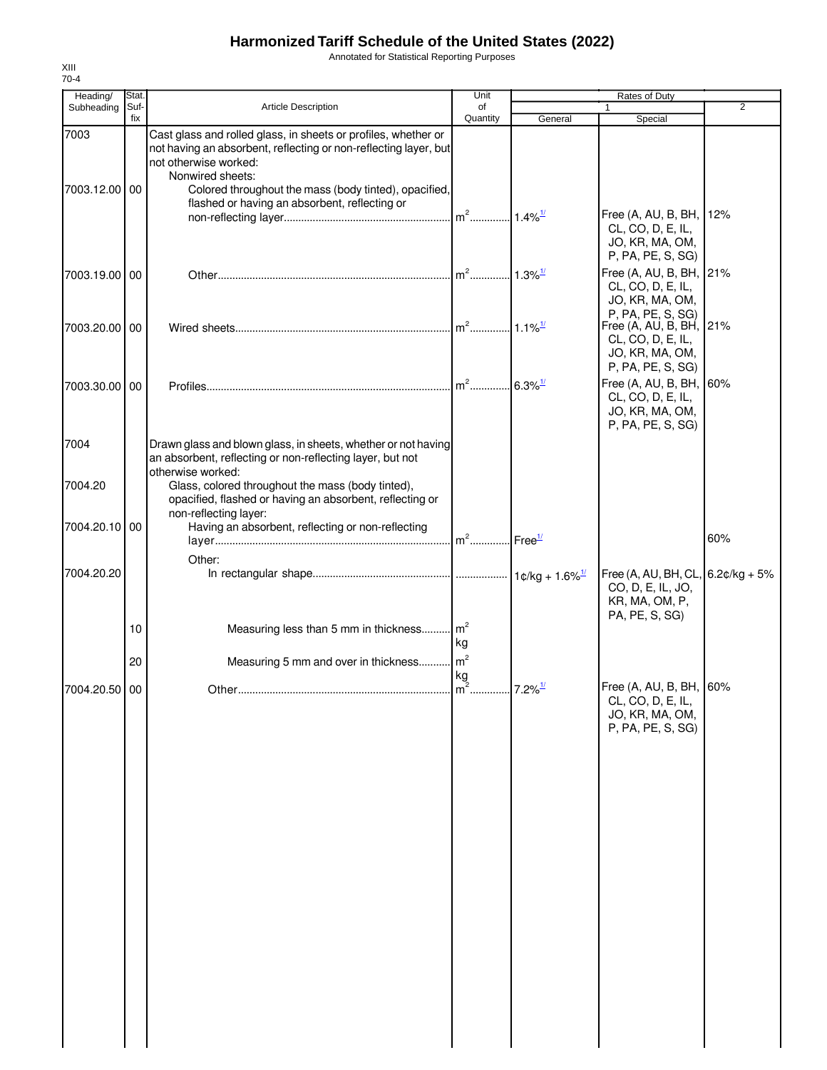# Harmonized Tariff Schedule of the United States (2022)

Annotated for Statistical Reporting Purposes

XIII
70-4

| Heading/ Subheading | Stat. Suf- fix | Article Description | Unit of Quantity | Rates of Duty 1 General | Special | 2 |
|---|---|---|---|---|---|---|
| 7003 | | Cast glass and rolled glass, in sheets or profiles, whether or not having an absorbent, reflecting or non-reflecting layer, but not otherwise worked: | | | | |
| | | Nonwired sheets: | | | | |
| 7003.12.00 | 00 | Colored throughout the mass (body tinted), opacified, flashed or having an absorbent, reflecting or non-reflecting layer | m² | 1.4%[1/] | Free (A, AU, B, BH, CL, CO, D, E, IL, JO, KR, MA, OM, P, PA, PE, S, SG) | 12% |
| 7003.19.00 | 00 | Other | m² | 1.3%[1/] | Free (A, AU, B, BH, CL, CO, D, E, IL, JO, KR, MA, OM, P, PA, PE, S, SG) | 21% |
| 7003.20.00 | 00 | Wired sheets | m² | 1.1%[1/] | Free (A, AU, B, BH, CL, CO, D, E, IL, JO, KR, MA, OM, P, PA, PE, S, SG) | 21% |
| 7003.30.00 | 00 | Profiles | m² | 6.3%[1/] | Free (A, AU, B, BH, CL, CO, D, E, IL, JO, KR, MA, OM, P, PA, PE, S, SG) | 60% |
| 7004 | | Drawn glass and blown glass, in sheets, whether or not having an absorbent, reflecting or non-reflecting layer, but not otherwise worked: | | | | |
| 7004.20 | | Glass, colored throughout the mass (body tinted), opacified, flashed or having an absorbent, reflecting or non-reflecting layer: | | | | |
| 7004.20.10 | 00 | Having an absorbent, reflecting or non-reflecting layer | m² | Free[1/] | | 60% |
| | | Other: | | | | |
| 7004.20.20 | | In rectangular shape | | 1¢/kg + 1.6%[1/] | Free (A, AU, BH, CL, CO, D, E, IL, JO, KR, MA, OM, P, PA, PE, S, SG) | 6.2¢/kg + 5% |
| | 10 | Measuring less than 5 mm in thickness | m² kg | | | |
| | 20 | Measuring 5 mm and over in thickness | m² kg | | | |
| 7004.20.50 | 00 | Other | m² | 7.2%[1/] | Free (A, AU, B, BH, CL, CO, D, E, IL, JO, KR, MA, OM, P, PA, PE, S, SG) | 60% |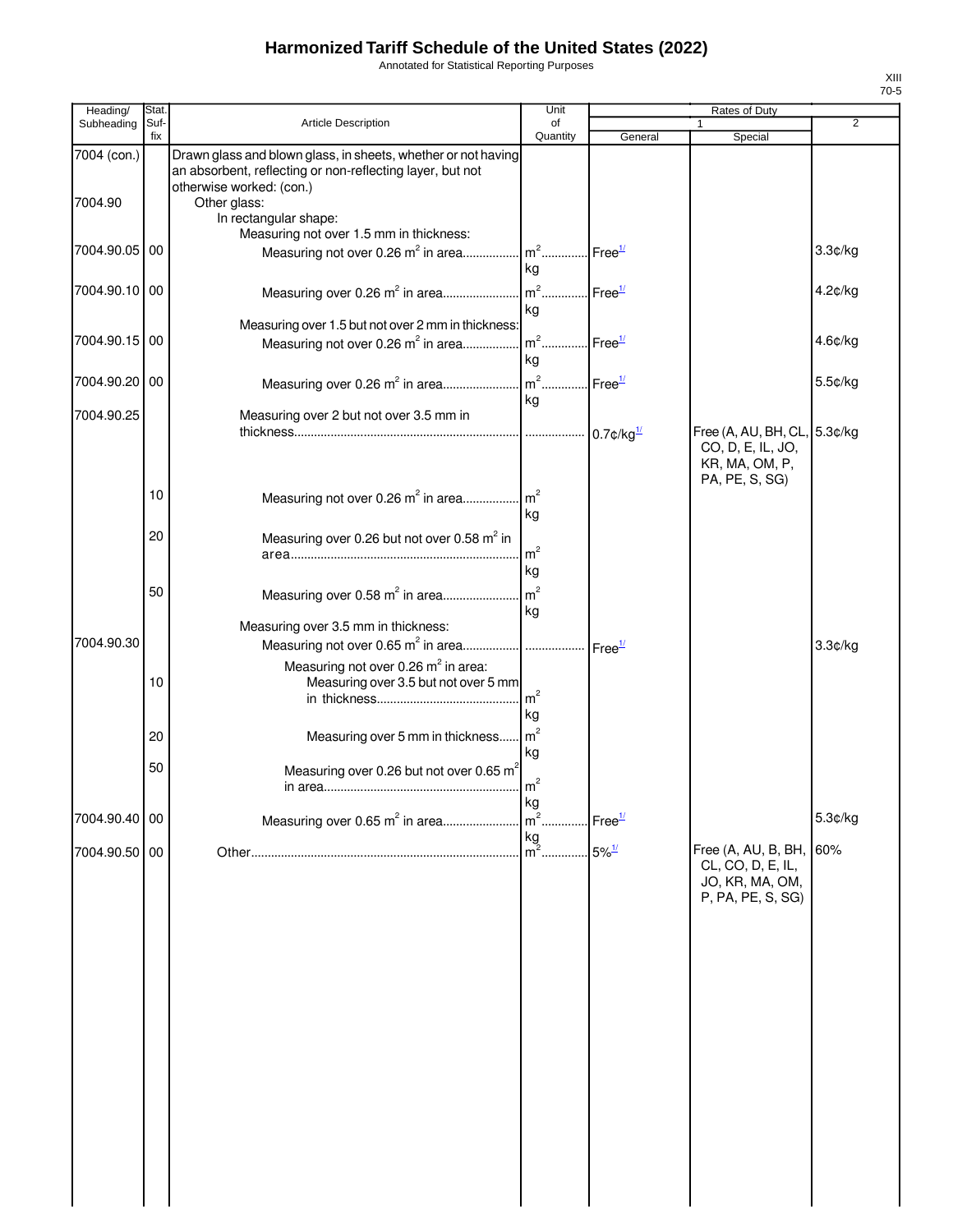# Harmonized Tariff Schedule of the United States (2022)

Annotated for Statistical Reporting Purposes

XIII
70-5

| Heading/ Subheading | Stat. Suf-fix | Article Description | Unit of Quantity | Rates of Duty 1 General | Rates of Duty 1 Special | Rates of Duty 2 |
|---|---|---|---|---|---|---|
| 7004 (con.) | | Drawn glass and blown glass, in sheets, whether or not having an absorbent, reflecting or non-reflecting layer, but not otherwise worked: (con.) | | | | |
| 7004.90 | | Other glass: | | | | |
| | | In rectangular shape: | | | | |
| | | Measuring not over 1.5 mm in thickness: | | | | |
| 7004.90.05 | 00 | Measuring not over 0.26 $m^2$ in area | $m^2$ kg | Free[1/] | | 3.3¢/kg |
| 7004.90.10 | 00 | Measuring over 0.26 $m^2$ in area | $m^2$ kg | Free[1/] | | 4.2¢/kg |
| | | Measuring over 1.5 but not over 2 mm in thickness: | | | | |
| 7004.90.15 | 00 | Measuring not over 0.26 $m^2$ in area | $m^2$ kg | Free[1/] | | 4.6¢/kg |
| 7004.90.20 | 00 | Measuring over 0.26 $m^2$ in area | $m^2$ kg | Free[1/] | | 5.5¢/kg |
| 7004.90.25 | | Measuring over 2 but not over 3.5 mm in thickness | | 0.7¢/kg[1/] | Free (A, AU, BH, CL, CO, D, E, IL, JO, KR, MA, OM, P, PA, PE, S, SG) | 5.3¢/kg |
| | 10 | Measuring not over 0.26 $m^2$ in area | $m^2$ kg | | | |
| | 20 | Measuring over 0.26 but not over 0.58 $m^2$ in area | $m^2$ kg | | | |
| | 50 | Measuring over 0.58 $m^2$ in area | $m^2$ kg | | | |
| | | Measuring over 3.5 mm in thickness: | | | | |
| 7004.90.30 | | Measuring not over 0.65 $m^2$ in area | | Free[1/] | | 3.3¢/kg |
| | | Measuring not over 0.26 $m^2$ in area: | | | | |
| | 10 | Measuring over 3.5 but not over 5 mm in thickness | $m^2$ kg | | | |
| | 20 | Measuring over 5 mm in thickness | $m^2$ kg | | | |
| | 50 | Measuring over 0.26 but not over 0.65 $m^2$ in area | $m^2$ kg | | | |
| 7004.90.40 | 00 | Measuring over 0.65 $m^2$ in area | $m^2$ kg | Free[1/] | | 5.3¢/kg |
| 7004.90.50 | 00 | Other | $m^2$ | 5%[1/] | Free (A, AU, B, BH, CL, CO, D, E, IL, JO, KR, MA, OM, P, PA, PE, S, SG) | 60% |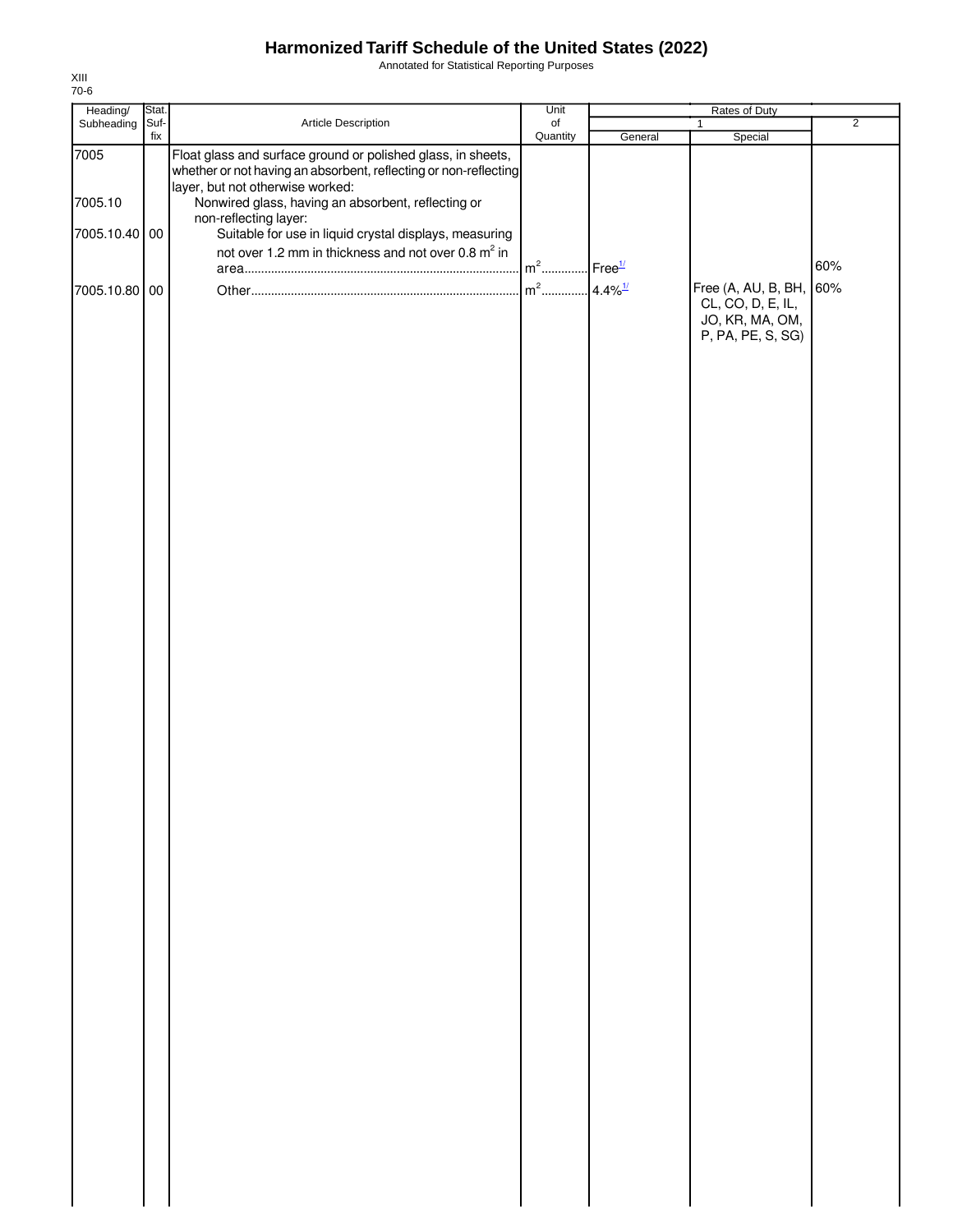# Harmonized Tariff Schedule of the United States (2022)

Annotated for Statistical Reporting Purposes

XIII
70-6

| Heading/ Subheading | Stat. Suf- fix | Article Description | Unit of Quantity | Rates of Duty 1 General | Special | 2 |
|---|---|---|---|---|---|---|
| 7005 | | Float glass and surface ground or polished glass, in sheets, whether or not having an absorbent, reflecting or non-reflecting layer, but not otherwise worked: | | | | |
| 7005.10 | | Nonwired glass, having an absorbent, reflecting or non-reflecting layer: | | | | |
| 7005.10.40 | 00 | Suitable for use in liquid crystal displays, measuring not over 1.2 mm in thickness and not over 0.8 $m^2$ in area | $m^2$ | Free[1/] | | 60% |
| 7005.10.80 | 00 | Other | $m^2$ | 4.4%[1/] | Free (A, AU, B, BH, CL, CO, D, E, IL, JO, KR, MA, OM, P, PA, PE, S, SG) | 60% |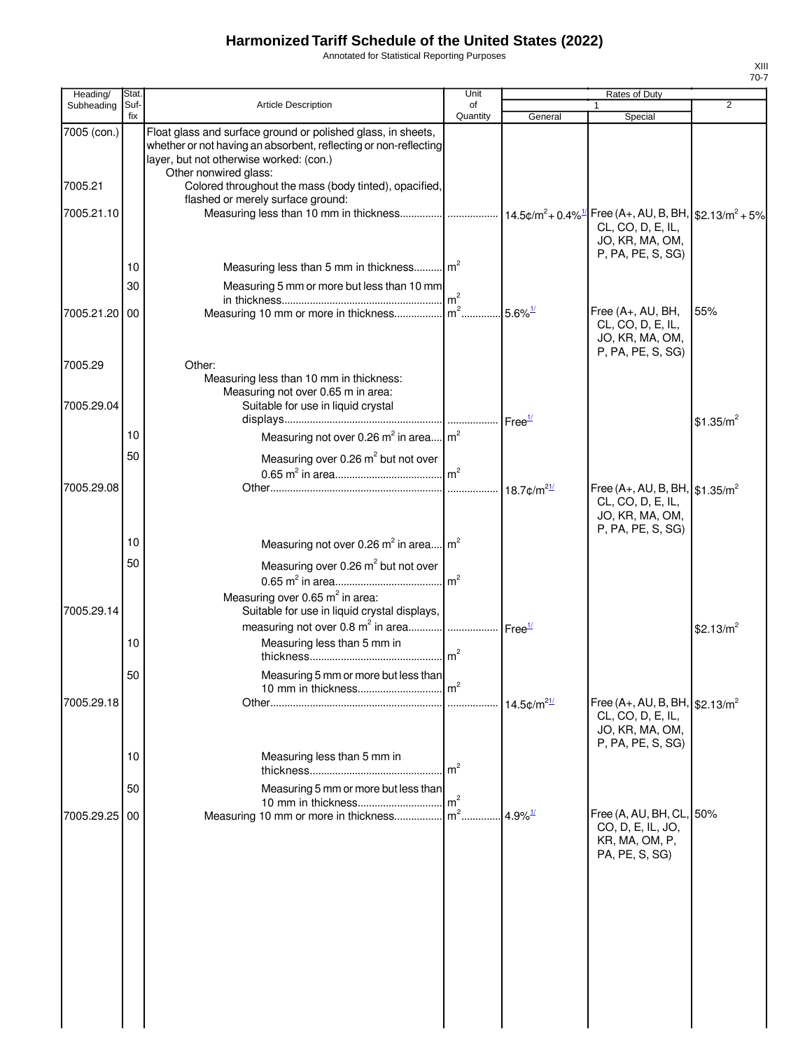# Harmonized Tariff Schedule of the United States (2022)

Annotated for Statistical Reporting Purposes

XIII
70-7

| Heading/ Subheading | Stat. Suf- fix | Article Description | Unit of Quantity | Rates of Duty 1 General | Special | 2 |
|---|---|---|---|---|---|---|
| 7005 (con.) | | Float glass and surface ground or polished glass, in sheets, whether or not having an absorbent, reflecting or non-reflecting layer, but not otherwise worked: (con.) | | | | |
| | | Other nonwired glass: | | | | |
| 7005.21 | | Colored throughout the mass (body tinted), opacified, flashed or merely surface ground: | | | | |
| 7005.21.10 | | Measuring less than 10 mm in thickness | | 14.5¢/m² + 0.4%[1/] | Free (A+, AU, B, BH, CL, CO, D, E, IL, JO, KR, MA, OM, P, PA, PE, S, SG) | $2.13/m² + 5% |
| | 10 | Measuring less than 5 mm in thickness | m² | | | |
| | 30 | Measuring 5 mm or more but less than 10 mm in thickness | m² | | | |
| 7005.21.20 | 00 | Measuring 10 mm or more in thickness | m² | 5.6%[1/] | Free (A+, AU, BH, CL, CO, D, E, IL, JO, KR, MA, OM, P, PA, PE, S, SG) | 55% |
| 7005.29 | | Other: | | | | |
| | | Measuring less than 10 mm in thickness: | | | | |
| | | Measuring not over 0.65 m in area: | | | | |
| 7005.29.04 | | Suitable for use in liquid crystal displays | | Free[1/] | | $1.35/m² |
| | 10 | Measuring not over 0.26 m² in area | m² | | | |
| | 50 | Measuring over 0.26 m² but not over 0.65 m² in area | m² | | | |
| 7005.29.08 | | Other | | 18.7¢/m²[1/] | Free (A+, AU, B, BH, CL, CO, D, E, IL, JO, KR, MA, OM, P, PA, PE, S, SG) | $1.35/m² |
| | 10 | Measuring not over 0.26 m² in area | m² | | | |
| | 50 | Measuring over 0.26 m² but not over 0.65 m² in area | m² | | | |
| | | Measuring over 0.65 m² in area: | | | | |
| 7005.29.14 | | Suitable for use in liquid crystal displays, measuring not over 0.8 m² in area | | Free[1/] | | $2.13/m² |
| | 10 | Measuring less than 5 mm in thickness | m² | | | |
| | 50 | Measuring 5 mm or more but less than 10 mm in thickness | m² | | | |
| 7005.29.18 | | Other | | 14.5¢/m²[1/] | Free (A+, AU, B, BH, CL, CO, D, E, IL, JO, KR, MA, OM, P, PA, PE, S, SG) | $2.13/m² |
| | 10 | Measuring less than 5 mm in thickness | m² | | | |
| | 50 | Measuring 5 mm or more but less than 10 mm in thickness | m² | | | |
| 7005.29.25 | 00 | Measuring 10 mm or more in thickness | m² | 4.9%[1/] | Free (A, AU, BH, CL, CO, D, E, IL, JO, KR, MA, OM, P, PA, PE, S, SG) | 50% |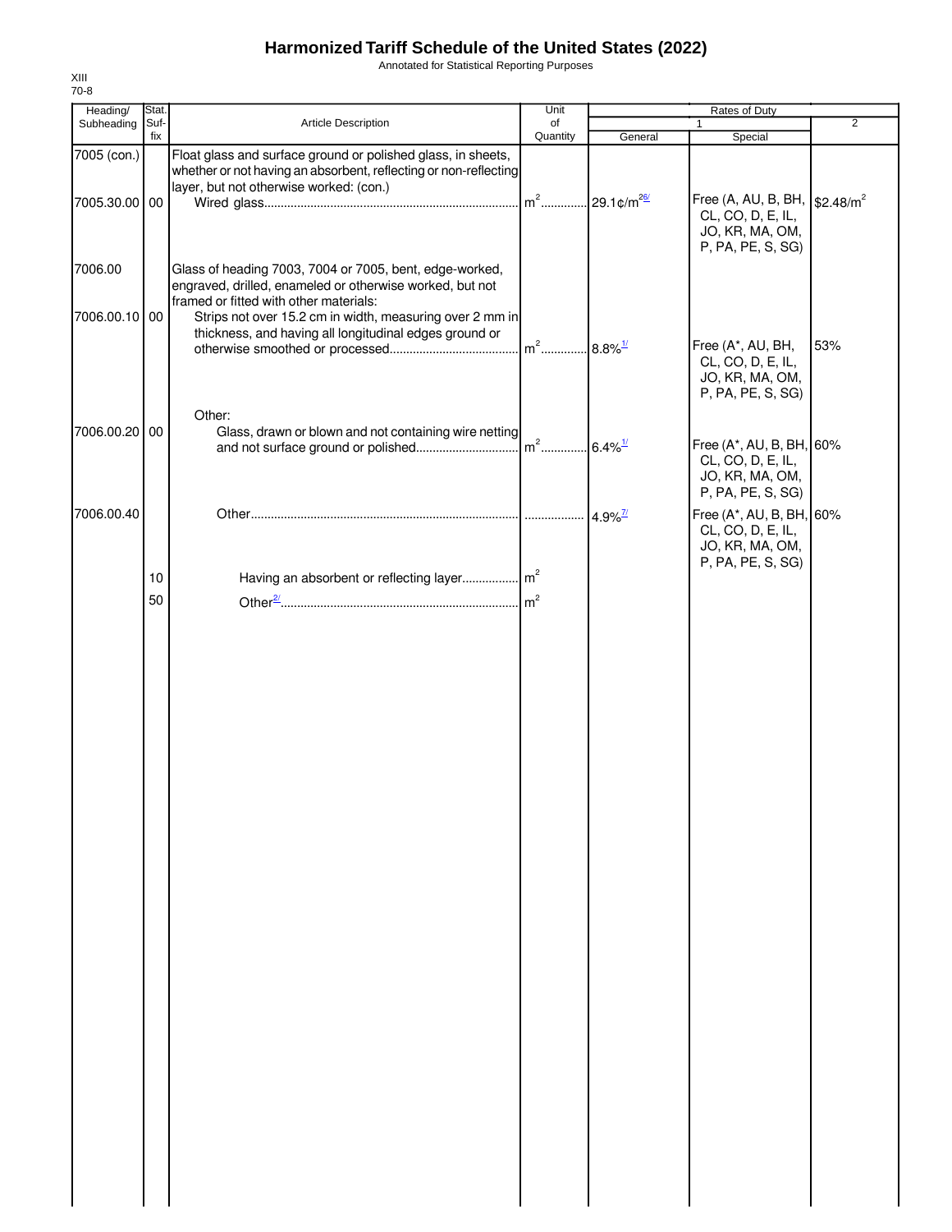# Harmonized Tariff Schedule of the United States (2022)

Annotated for Statistical Reporting Purposes

XIII
70-8

| Heading/ Subheading | Stat. Suf- fix | Article Description | Unit of Quantity | Rates of Duty 1 General | Special | 2 |
|---|---|---|---|---|---|---|
| 7005 (con.) | | Float glass and surface ground or polished glass, in sheets, whether or not having an absorbent, reflecting or non-reflecting layer, but not otherwise worked: (con.) | | | | |
| 7005.30.00 | 00 | Wired glass | $m^2$ | 29.1¢/$m^2$ [26/] | Free (A, AU, B, BH, CL, CO, D, E, IL, JO, KR, MA, OM, P, PA, PE, S, SG) | $2.48/$m^2$ |
| 7006.00 | | Glass of heading 7003, 7004 or 7005, bent, edge-worked, engraved, drilled, enameled or otherwise worked, but not framed or fitted with other materials: | | | | |
| 7006.00.10 | 00 | Strips not over 15.2 cm in width, measuring over 2 mm in thickness, and having all longitudinal edges ground or otherwise smoothed or processed | $m^2$ | 8.8% [1/] | Free (A*, AU, BH, CL, CO, D, E, IL, JO, KR, MA, OM, P, PA, PE, S, SG) | 53% |
| | | Other: | | | | |
| 7006.00.20 | 00 | Glass, drawn or blown and not containing wire netting and not surface ground or polished | $m^2$ | 6.4% [1/] | Free (A*, AU, B, BH, CL, CO, D, E, IL, JO, KR, MA, OM, P, PA, PE, S, SG) | 60% |
| 7006.00.40 | | Other | | 4.9% [7/] | Free (A*, AU, B, BH, CL, CO, D, E, IL, JO, KR, MA, OM, P, PA, PE, S, SG) | 60% |
| | 10 | Having an absorbent or reflecting layer | $m^2$ | | | |
| | 50 | Other [2/] | $m^2$ | | | |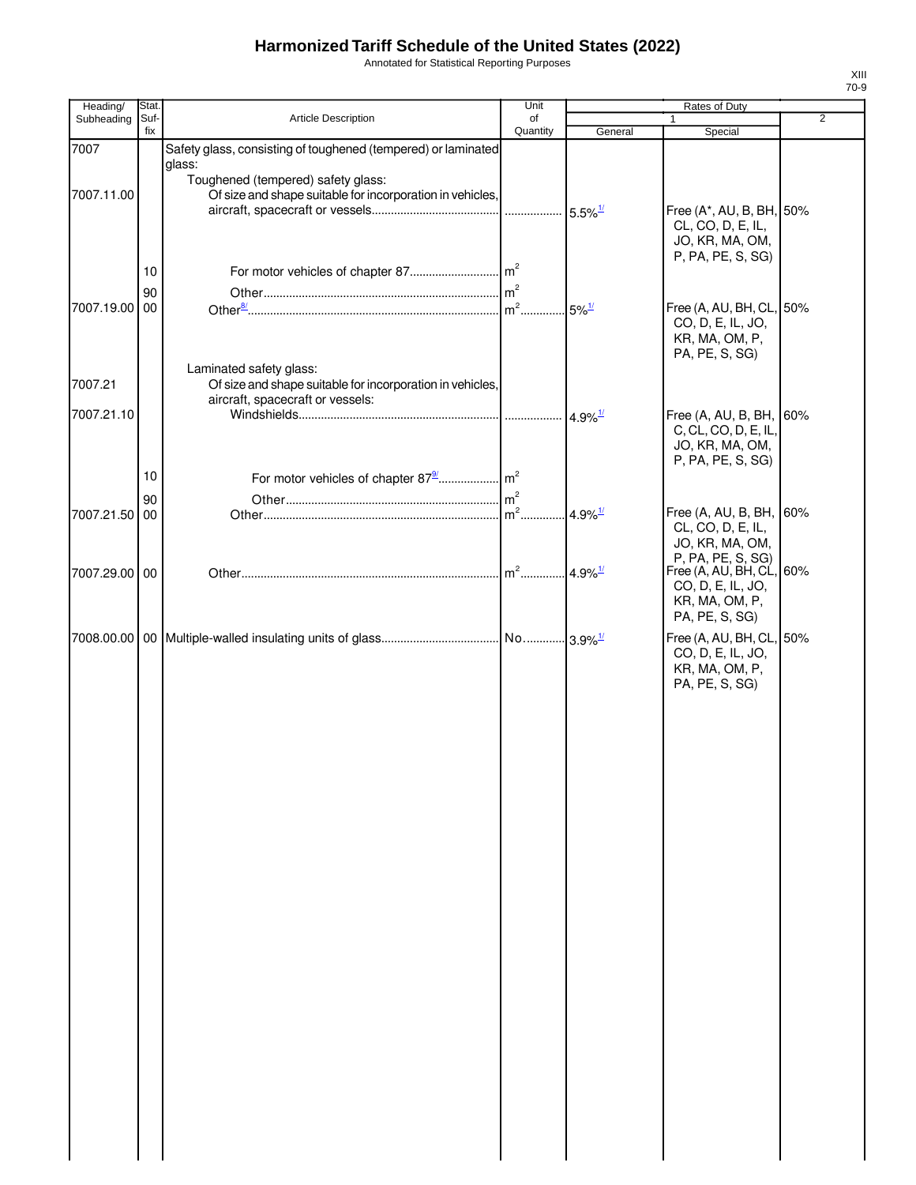# Harmonized Tariff Schedule of the United States (2022)

Annotated for Statistical Reporting Purposes

XIII
70-9

| Heading/ Subheading | Stat. Suf- fix | Article Description | Unit of Quantity | Rates of Duty 1 General | Rates of Duty 1 Special | Rates of Duty 2 |
|---|---|---|---|---|---|---|
| 7007 | | Safety glass, consisting of toughened (tempered) or laminated glass: | | | | |
| | | Toughened (tempered) safety glass: | | | | |
| 7007.11.00 | | Of size and shape suitable for incorporation in vehicles, aircraft, spacecraft or vessels | | 5.5%[1/] | Free (A*, AU, B, BH, CL, CO, D, E, IL, JO, KR, MA, OM, P, PA, PE, S, SG) | 50% |
| | 10 | For motor vehicles of chapter 87 | $m^2$ | | | |
| | 90 | Other | $m^2$ | | | |
| 7007.19.00 | 00 | Other[8/] | $m^2$ | 5%[1/] | Free (A, AU, BH, CL, CO, D, E, IL, JO, KR, MA, OM, P, PA, PE, S, SG) | 50% |
| | | Laminated safety glass: | | | | |
| 7007.21 | | Of size and shape suitable for incorporation in vehicles, aircraft, spacecraft or vessels: | | | | |
| 7007.21.10 | | Windshields | | 4.9%[1/] | Free (A, AU, B, BH, C, CL, CO, D, E, IL, JO, KR, MA, OM, P, PA, PE, S, SG) | 60% |
| | 10 | For motor vehicles of chapter 87[9/] | $m^2$ | | | |
| | 90 | Other | $m^2$ | | | |
| 7007.21.50 | 00 | Other | $m^2$ | 4.9%[1/] | Free (A, AU, B, BH, CL, CO, D, E, IL, JO, KR, MA, OM, P, PA, PE, S, SG) | 60% |
| 7007.29.00 | 00 | Other | $m^2$ | 4.9%[1/] | Free (A, AU, BH, CL, CO, D, E, IL, JO, KR, MA, OM, P, PA, PE, S, SG) | 60% |
| 7008.00.00 | 00 | Multiple-walled insulating units of glass | No. | 3.9%[1/] | Free (A, AU, BH, CL, CO, D, E, IL, JO, KR, MA, OM, P, PA, PE, S, SG) | 50% |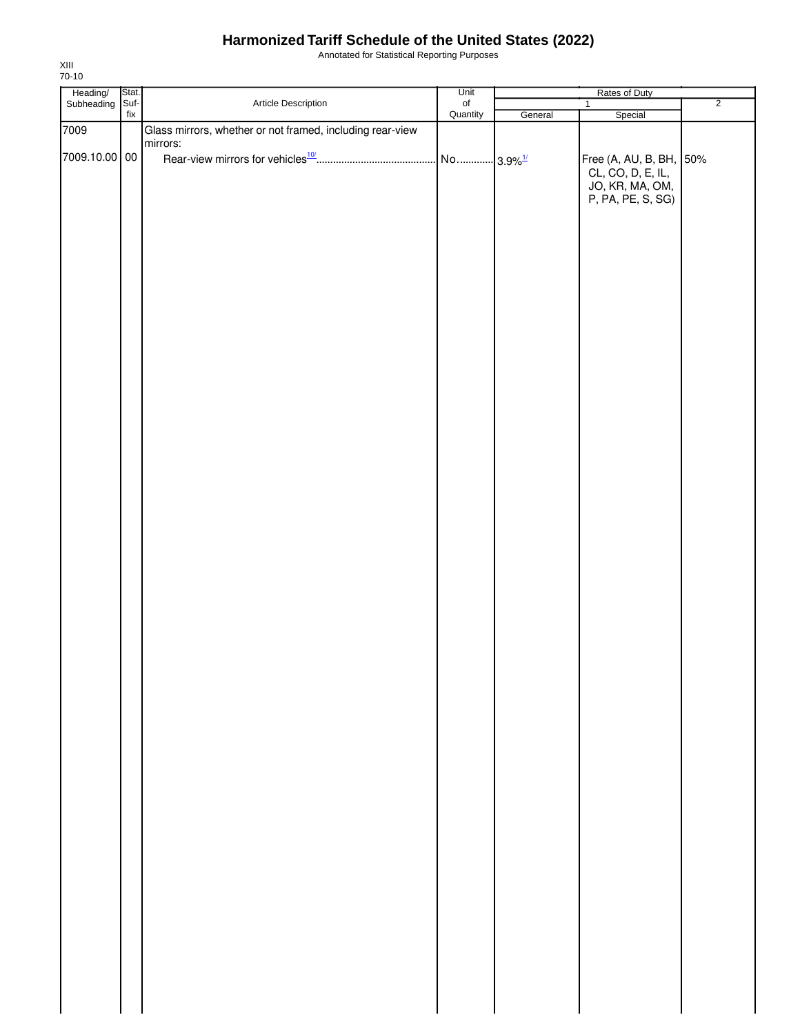| Heading/ Subheading | Stat. Suf- fix | Article Description | Unit of Quantity | Rates of Duty | | |
|---|---|---|---|---|---|---|
| | | | | 1 | | 2 |
| | | | | General | Special | |
| 7009 | | Glass mirrors, whether or not framed, including rear-view mirrors: | | | | |
| 7009.10.00 | 00 | Rear-view mirrors for vehicles[10/] | No. | 3.9%[1/] | Free (A, AU, B, BH, CL, CO, D, E, IL, JO, KR, MA, OM, P, PA, PE, S, SG) | 50% |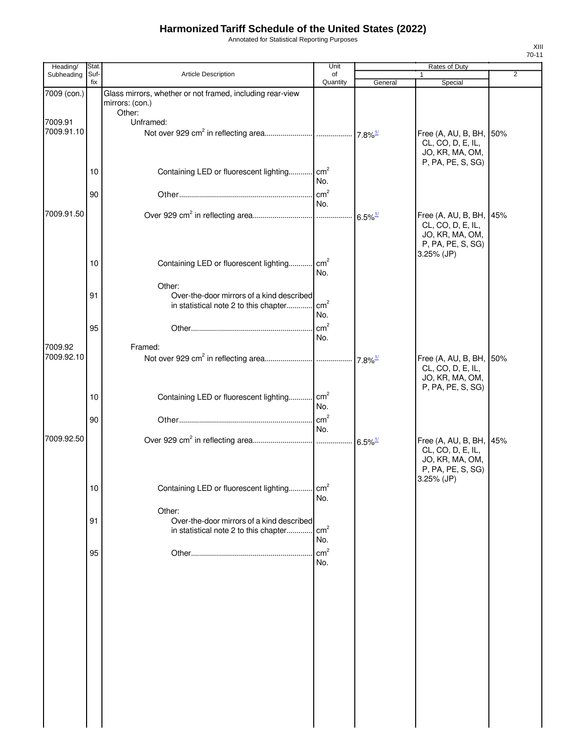# Harmonized Tariff Schedule of the United States (2022)

Annotated for Statistical Reporting Purposes

| Heading/ Subheading | Stat. Suf- fix | Article Description | Unit of Quantity | Rates of Duty 1 General | Special | 2 |
|---|---|---|---|---|---|---|
| 7009 (con.) | | Glass mirrors, whether or not framed, including rear-view mirrors: (con.) | | | | |
| | | Other: | | | | |
| 7009.91 | | Unframed: | | | | |
| 7009.91.10 | | Not over 929 cm[2] in reflecting area | | 7.8%[1/] | Free (A, AU, B, BH, CL, CO, D, E, IL, JO, KR, MA, OM, P, PA, PE, S, SG) | 50% |
| | 10 | Containing LED or fluorescent lighting | cm[2] No. | | | |
| | 90 | Other | cm[2] No. | | | |
| 7009.91.50 | | Over 929 cm[2] in reflecting area | | 6.5%[1/] | Free (A, AU, B, BH, CL, CO, D, E, IL, JO, KR, MA, OM, P, PA, PE, S, SG) 3.25% (JP) | 45% |
| | 10 | Containing LED or fluorescent lighting | cm[2] No. | | | |
| | | Other: | | | | |
| | 91 | Over-the-door mirrors of a kind described in statistical note 2 to this chapter | cm[2] No. | | | |
| | 95 | Other | cm[2] No. | | | |
| 7009.92 | | Framed: | | | | |
| 7009.92.10 | | Not over 929 cm[2] in reflecting area | | 7.8%[1/] | Free (A, AU, B, BH, CL, CO, D, E, IL, JO, KR, MA, OM, P, PA, PE, S, SG) | 50% |
| | 10 | Containing LED or fluorescent lighting | cm[2] No. | | | |
| | 90 | Other | cm[2] No. | | | |
| 7009.92.50 | | Over 929 cm[2] in reflecting area | | 6.5%[1/] | Free (A, AU, B, BH, CL, CO, D, E, IL, JO, KR, MA, OM, P, PA, PE, S, SG) 3.25% (JP) | 45% |
| | 10 | Containing LED or fluorescent lighting | cm[2] No. | | | |
| | | Other: | | | | |
| | 91 | Over-the-door mirrors of a kind described in statistical note 2 to this chapter | cm[2] No. | | | |
| | 95 | Other | cm[2] No. | | | |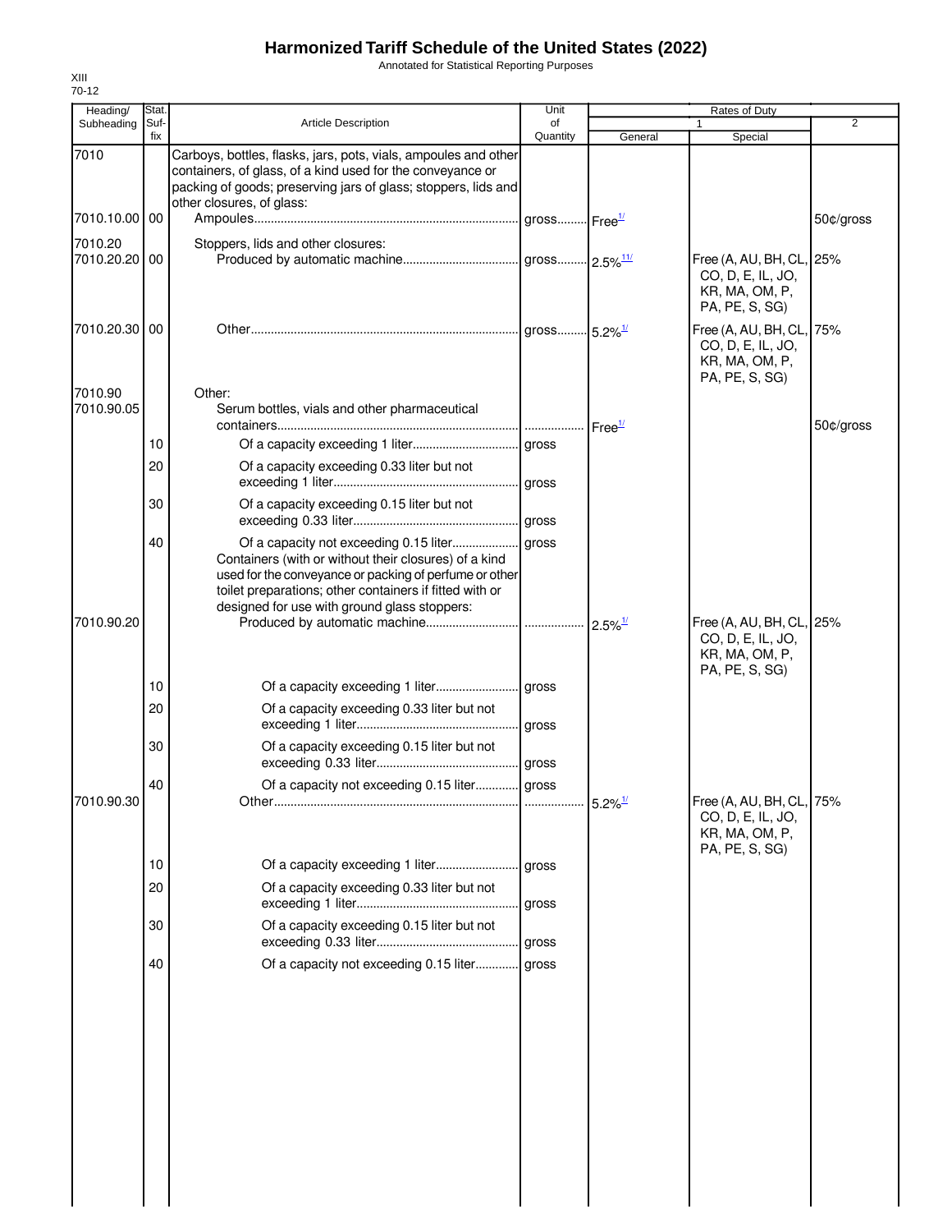# Harmonized Tariff Schedule of the United States (2022)

Annotated for Statistical Reporting Purposes

XIII
70-12

| Heading/ Subheading | Stat. Suf- fix | Article Description | Unit of Quantity | Rates of Duty 1 General | Rates of Duty 1 Special | Rates of Duty 2 |
|---|---|---|---|---|---|---|
| 7010 | | Carboys, bottles, flasks, jars, pots, vials, ampoules and other containers, of glass, of a kind used for the conveyance or packing of goods; preserving jars of glass; stoppers, lids and other closures, of glass: | | | | |
| 7010.10.00 | 00 | Ampoules | gross | Free[1/] | | 50¢/gross |
| 7010.20 | | Stoppers, lids and other closures: | | | | |
| 7010.20.20 | 00 | Produced by automatic machine | gross | 2.5%[1/] | Free (A, AU, BH, CL, CO, D, E, IL, JO, KR, MA, OM, P, PA, PE, S, SG) | 25% |
| 7010.20.30 | 00 | Other | gross | 5.2%[1/] | Free (A, AU, BH, CL, CO, D, E, IL, JO, KR, MA, OM, P, PA, PE, S, SG) | 75% |
| 7010.90 | | Other: | | | | |
| 7010.90.05 | | Serum bottles, vials and other pharmaceutical containers | | Free[1/] | | 50¢/gross |
| | 10 | Of a capacity exceeding 1 liter | gross | | | |
| | 20 | Of a capacity exceeding 0.33 liter but not exceeding 1 liter | gross | | | |
| | 30 | Of a capacity exceeding 0.15 liter but not exceeding 0.33 liter | gross | | | |
| | 40 | Of a capacity not exceeding 0.15 liter | gross | | | |
| | | Containers (with or without their closures) of a kind used for the conveyance or packing of perfume or other toilet preparations; other containers if fitted with or designed for use with ground glass stoppers: | | | | |
| 7010.90.20 | | Produced by automatic machine | | 2.5%[1/] | Free (A, AU, BH, CL, CO, D, E, IL, JO, KR, MA, OM, P, PA, PE, S, SG) | 25% |
| | 10 | Of a capacity exceeding 1 liter | gross | | | |
| | 20 | Of a capacity exceeding 0.33 liter but not exceeding 1 liter | gross | | | |
| | 30 | Of a capacity exceeding 0.15 liter but not exceeding 0.33 liter | gross | | | |
| | 40 | Of a capacity not exceeding 0.15 liter | gross | | | |
| 7010.90.30 | | Other | | 5.2%[1/] | Free (A, AU, BH, CL, CO, D, E, IL, JO, KR, MA, OM, P, PA, PE, S, SG) | 75% |
| | 10 | Of a capacity exceeding 1 liter | gross | | | |
| | 20 | Of a capacity exceeding 0.33 liter but not exceeding 1 liter | gross | | | |
| | 30 | Of a capacity exceeding 0.15 liter but not exceeding 0.33 liter | gross | | | |
| | 40 | Of a capacity not exceeding 0.15 liter | gross | | | |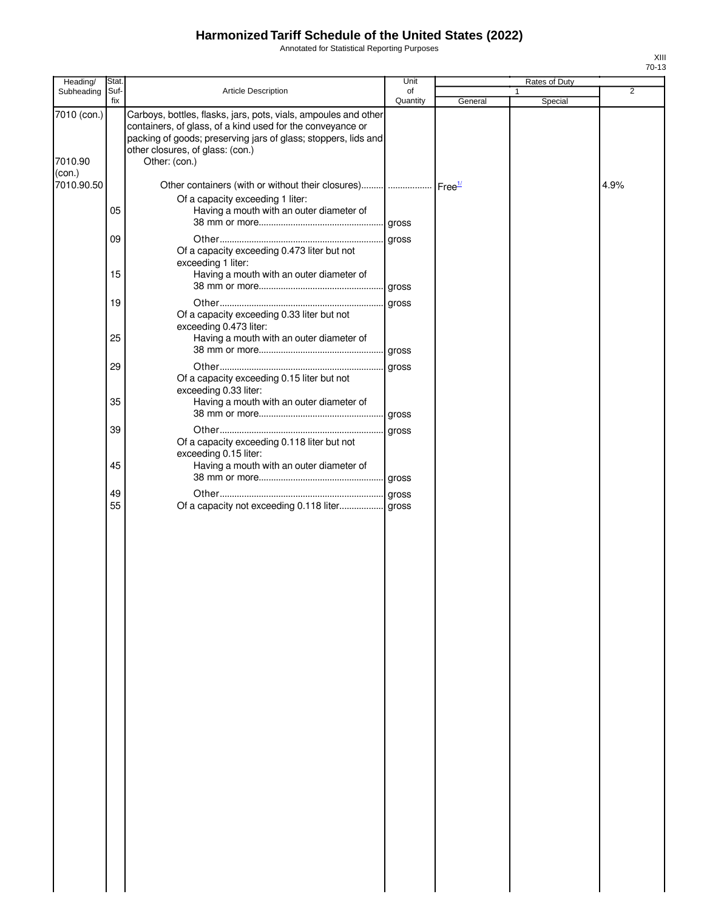# Harmonized Tariff Schedule of the United States (2022)

Annotated for Statistical Reporting Purposes

XIII
70-13

| Heading/ Subheading | Stat. Suf- fix | Article Description | Unit of Quantity | Rates of Duty 1 General | Special | 2 |
|---|---|---|---|---|---|---|
| 7010 (con.) | | Carboys, bottles, flasks, jars, pots, vials, ampoules and other containers, of glass, of a kind used for the conveyance or packing of goods; preserving jars of glass; stoppers, lids and other closures, of glass: (con.) | | | | |
| 7010.90 (con.) | | Other: (con.) | | | | |
| 7010.90.50 | | Other containers (with or without their closures)......... | .................. | Free[1/] | | 4.9% |
| | | Of a capacity exceeding 1 liter: | | | | |
| | 05 | Having a mouth with an outer diameter of 38 mm or more................................................... | gross | | | |
| | 09 | Other................................................................... | gross | | | |
| | | Of a capacity exceeding 0.473 liter but not exceeding 1 liter: | | | | |
| | 15 | Having a mouth with an outer diameter of 38 mm or more................................................... | gross | | | |
| | 19 | Other................................................................... | gross | | | |
| | | Of a capacity exceeding 0.33 liter but not exceeding 0.473 liter: | | | | |
| | 25 | Having a mouth with an outer diameter of 38 mm or more................................................... | gross | | | |
| | 29 | Other................................................................... | gross | | | |
| | | Of a capacity exceeding 0.15 liter but not exceeding 0.33 liter: | | | | |
| | 35 | Having a mouth with an outer diameter of 38 mm or more................................................... | gross | | | |
| | 39 | Other................................................................... | gross | | | |
| | | Of a capacity exceeding 0.118 liter but not exceeding 0.15 liter: | | | | |
| | 45 | Having a mouth with an outer diameter of 38 mm or more................................................... | gross | | | |
| | 49 | Other................................................................... | gross | | | |
| | 55 | Of a capacity not exceeding 0.118 liter.................. | gross | | | |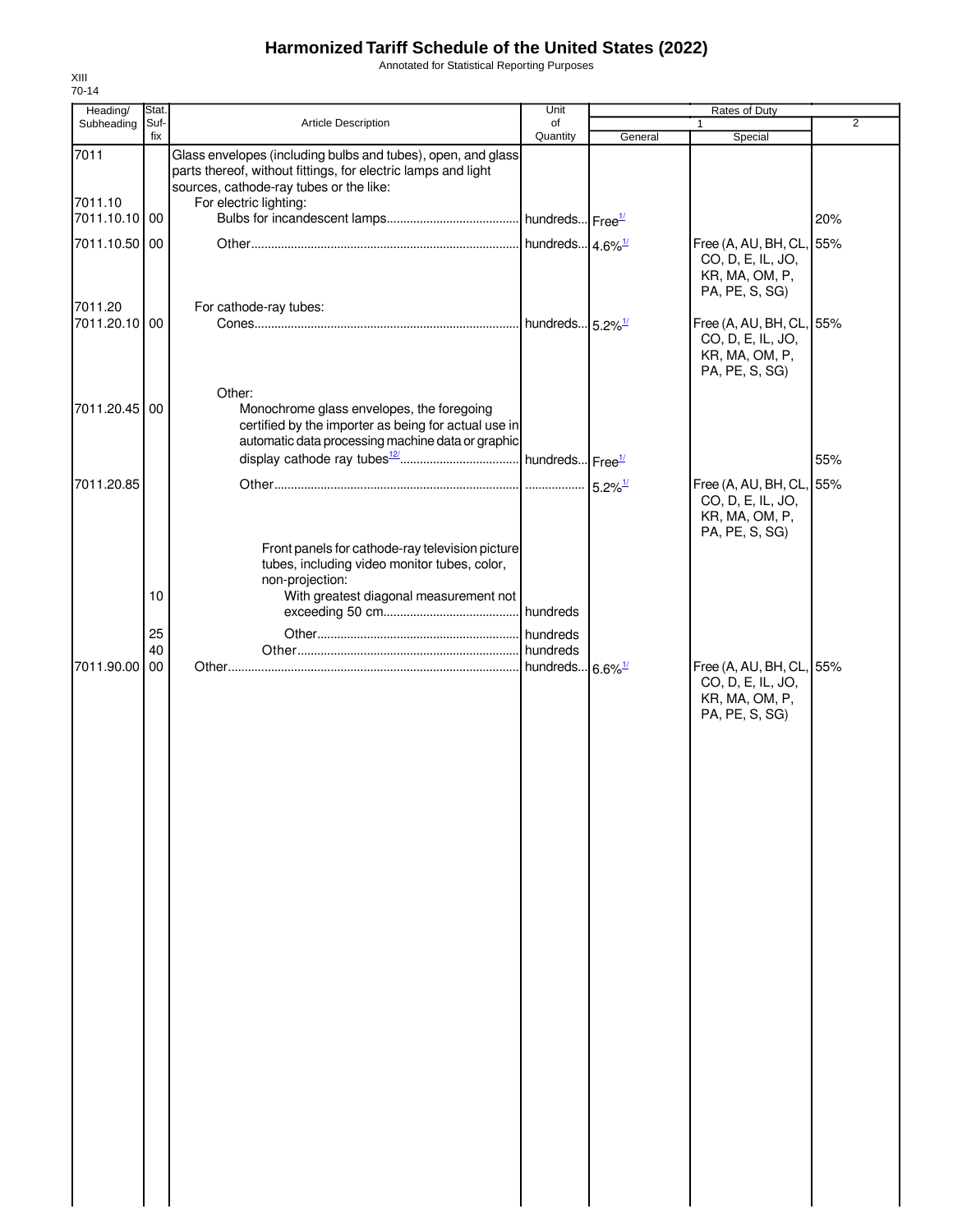# Harmonized Tariff Schedule of the United States (2022)

Annotated for Statistical Reporting Purposes

XIII
70-14

| Heading/ Subheading | Stat. Suf-fix | Article Description | Unit of Quantity | Rates of Duty 1 General | Rates of Duty 1 Special | Rates of Duty 2 |
|---|---|---|---|---|---|---|
| 7011 | | Glass envelopes (including bulbs and tubes), open, and glass parts thereof, without fittings, for electric lamps and light sources, cathode-ray tubes or the like: | | | | |
| 7011.10 | | For electric lighting: | | | | |
| 7011.10.10 | 00 | Bulbs for incandescent lamps | hundreds | Free[1/] | | 20% |
| 7011.10.50 | 00 | Other | hundreds | 4.6%[1/] | Free (A, AU, BH, CL, CO, D, E, IL, JO, KR, MA, OM, P, PA, PE, S, SG) | 55% |
| 7011.20 | | For cathode-ray tubes: | | | | |
| 7011.20.10 | 00 | Cones | hundreds | 5.2%[1/] | Free (A, AU, BH, CL, CO, D, E, IL, JO, KR, MA, OM, P, PA, PE, S, SG) | 55% |
| | | Other: | | | | |
| 7011.20.45 | 00 | Monochrome glass envelopes, the foregoing certified by the importer as being for actual use in automatic data processing machine data or graphic display cathode ray tubes[12/] | hundreds | Free[1/] | | 55% |
| 7011.20.85 | | Other | | 5.2%[1/] | Free (A, AU, BH, CL, CO, D, E, IL, JO, KR, MA, OM, P, PA, PE, S, SG) | 55% |
| | | Front panels for cathode-ray television picture tubes, including video monitor tubes, color, non-projection: | | | | |
| | 10 | With greatest diagonal measurement not exceeding 50 cm | hundreds | | | |
| | 25 | Other | hundreds | | | |
| | 40 | Other | hundreds | | | |
| 7011.90.00 | 00 | Other | hundreds | 6.6%[1/] | Free (A, AU, BH, CL, CO, D, E, IL, JO, KR, MA, OM, P, PA, PE, S, SG) | 55% |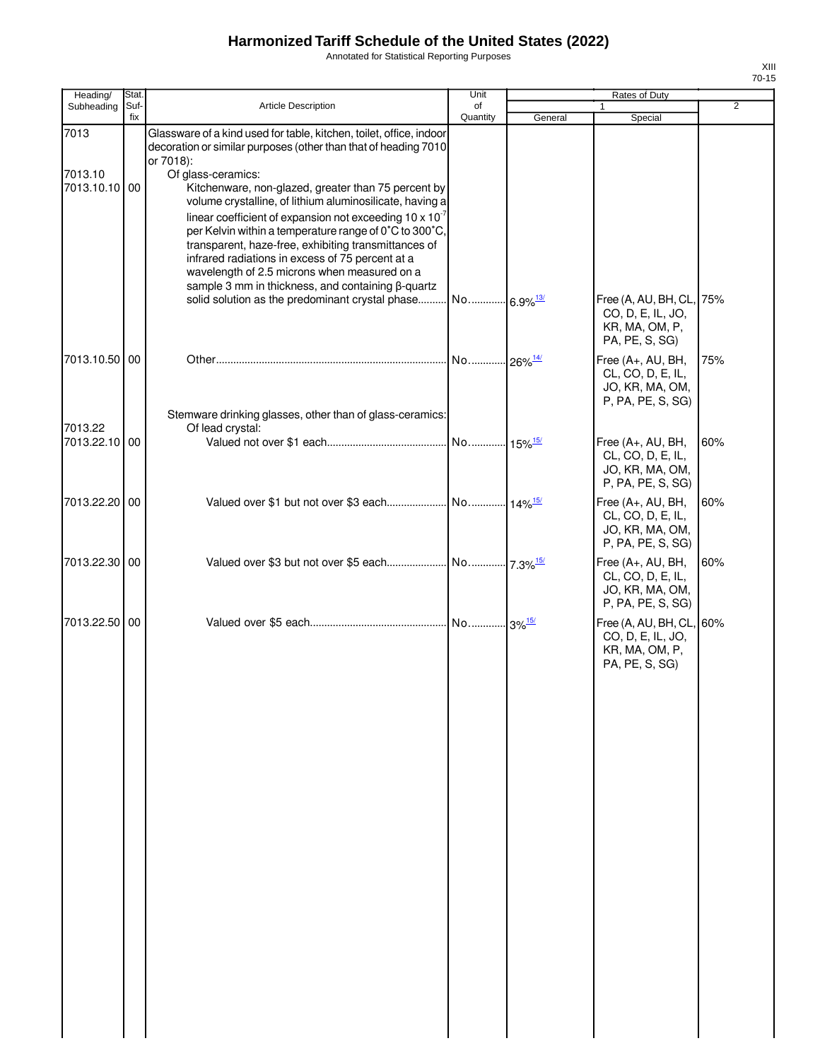# Harmonized Tariff Schedule of the United States (2022)

Annotated for Statistical Reporting Purposes

XIII
70-15

| Heading/ Subheading | Stat. Suf- fix | Article Description | Unit of Quantity | Rates of Duty 1 General | Rates of Duty 1 Special | Rates of Duty 2 |
|---|---|---|---|---|---|---|
| 7013 | | Glassware of a kind used for table, kitchen, toilet, office, indoor decoration or similar purposes (other than that of heading 7010 or 7018): | | | | |
| 7013.10 | | Of glass-ceramics: | | | | |
| 7013.10.10 | 00 | Kitchenware, non-glazed, greater than 75 percent by volume crystalline, of lithium aluminosilicate, having a linear coefficient of expansion not exceeding 10 x $10^{-7}$ per Kelvin within a temperature range of 0˚C to 300˚C, transparent, haze-free, exhibiting transmittances of infrared radiations in excess of 75 percent at a wavelength of 2.5 microns when measured on a sample 3 mm in thickness, and containing β-quartz solid solution as the predominant crystal phase | No. | 6.9% [13/] | Free (A, AU, BH, CL, CO, D, E, IL, JO, KR, MA, OM, P, PA, PE, S, SG) | 75% |
| 7013.10.50 | 00 | Other | No. | 26% [14/] | Free (A+, AU, BH, CL, CO, D, E, IL, JO, KR, MA, OM, P, PA, PE, S, SG) | 75% |
| | | Stemware drinking glasses, other than of glass-ceramics: | | | | |
| 7013.22 | | Of lead crystal: | | | | |
| 7013.22.10 | 00 | Valued not over $1 each | No. | 15% [15/] | Free (A+, AU, BH, CL, CO, D, E, IL, JO, KR, MA, OM, P, PA, PE, S, SG) | 60% |
| 7013.22.20 | 00 | Valued over $1 but not over $3 each | No. | 14% [15/] | Free (A+, AU, BH, CL, CO, D, E, IL, JO, KR, MA, OM, P, PA, PE, S, SG) | 60% |
| 7013.22.30 | 00 | Valued over $3 but not over $5 each | No. | 7.3% [15/] | Free (A+, AU, BH, CL, CO, D, E, IL, JO, KR, MA, OM, P, PA, PE, S, SG) | 60% |
| 7013.22.50 | 00 | Valued over $5 each | No. | 3% [15/] | Free (A, AU, BH, CL, CO, D, E, IL, JO, KR, MA, OM, P, PA, PE, S, SG) | 60% |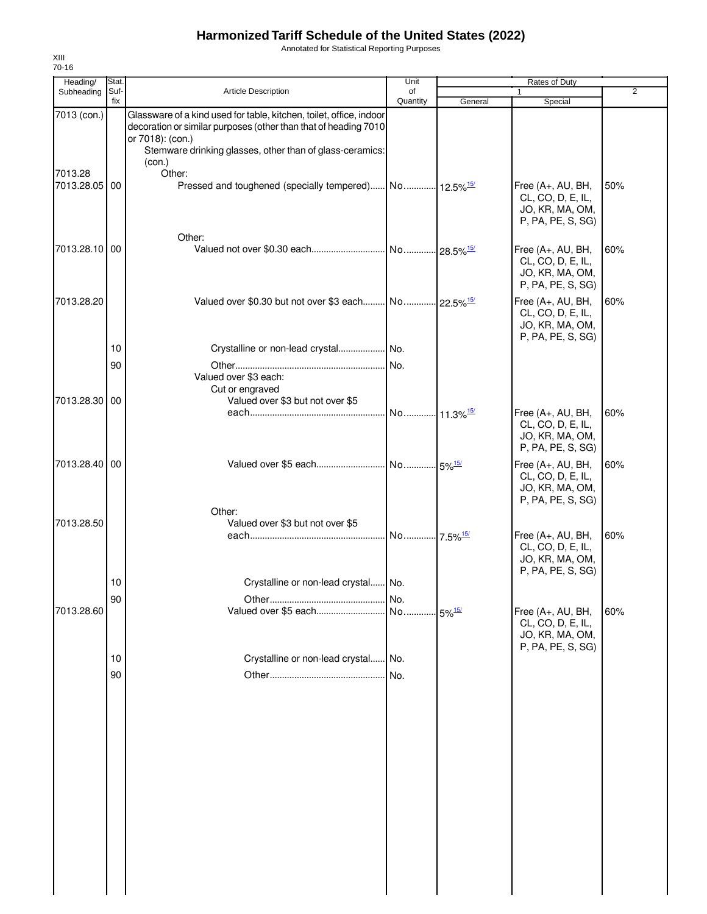# Harmonized Tariff Schedule of the United States (2022)

Annotated for Statistical Reporting Purposes

XIII
70-16

| Heading/ Subheading | Stat. Suf- fix | Article Description | Unit of Quantity | Rates of Duty 1 General | Special | 2 |
|---|---|---|---|---|---|---|
| 7013 (con.) | | Glassware of a kind used for table, kitchen, toilet, office, indoor decoration or similar purposes (other than that of heading 7010 or 7018): (con.) | | | | |
| | | Stemware drinking glasses, other than of glass-ceramics: (con.) | | | | |
| 7013.28 | | Other: | | | | |
| 7013.28.05 | 00 | Pressed and toughened (specially tempered) | No. | 12.5%[15/] | Free (A+, AU, BH, CL, CO, D, E, IL, JO, KR, MA, OM, P, PA, PE, S, SG) | 50% |
| | | Other: | | | | |
| 7013.28.10 | 00 | Valued not over $0.30 each | No. | 28.5%[15/] | Free (A+, AU, BH, CL, CO, D, E, IL, JO, KR, MA, OM, P, PA, PE, S, SG) | 60% |
| 7013.28.20 | | Valued over $0.30 but not over $3 each | | 22.5%[15/] | Free (A+, AU, BH, CL, CO, D, E, IL, JO, KR, MA, OM, P, PA, PE, S, SG) | 60% |
| | 10 | Crystalline or non-lead crystal | No. | | | |
| | 90 | Other | No. | | | |
| | | Valued over $3 each: | | | | |
| | | Cut or engraved | | | | |
| 7013.28.30 | 00 | Valued over $3 but not over $5 each | No. | 11.3%[15/] | Free (A+, AU, BH, CL, CO, D, E, IL, JO, KR, MA, OM, P, PA, PE, S, SG) | 60% |
| 7013.28.40 | 00 | Valued over $5 each | No. | 5%[15/] | Free (A+, AU, BH, CL, CO, D, E, IL, JO, KR, MA, OM, P, PA, PE, S, SG) | 60% |
| | | Other: | | | | |
| 7013.28.50 | | Valued over $3 but not over $5 each | | 7.5%[15/] | Free (A+, AU, BH, CL, CO, D, E, IL, JO, KR, MA, OM, P, PA, PE, S, SG) | 60% |
| | 10 | Crystalline or non-lead crystal | No. | | | |
| | 90 | Other | No. | | | |
| 7013.28.60 | | Valued over $5 each | | 5%[15/] | Free (A+, AU, BH, CL, CO, D, E, IL, JO, KR, MA, OM, P, PA, PE, S, SG) | 60% |
| | 10 | Crystalline or non-lead crystal | No. | | | |
| | 90 | Other | No. | | | |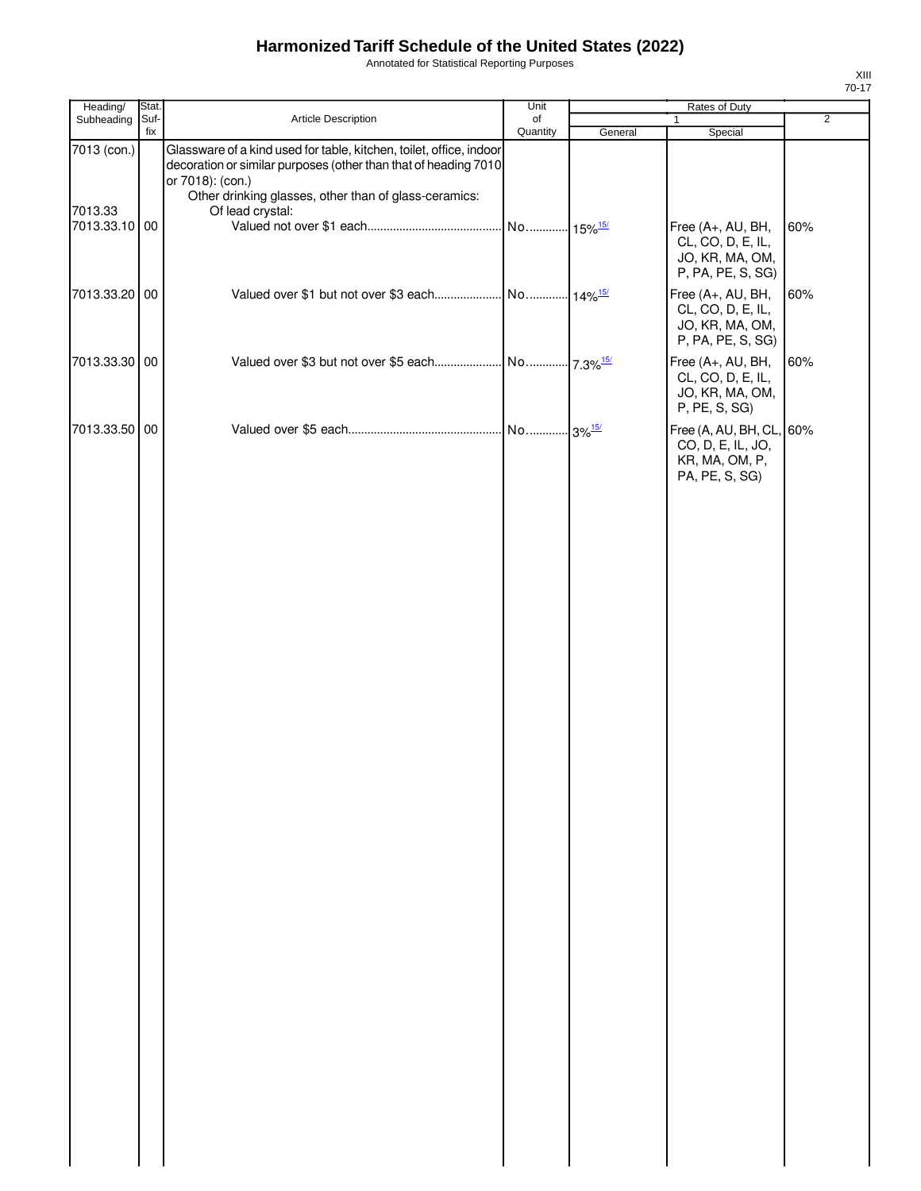# Harmonized Tariff Schedule of the United States (2022)

Annotated for Statistical Reporting Purposes

| Heading/ Subheading | Stat. Suf- fix | Article Description | Unit of Quantity | Rates of Duty 1 General | Special | 2 |
|---|---|---|---|---|---|---|
| 7013 (con.) | | Glassware of a kind used for table, kitchen, toilet, office, indoor decoration or similar purposes (other than that of heading 7010 or 7018): (con.) | | | | |
| | | Other drinking glasses, other than of glass-ceramics: | | | | |
| 7013.33 | | Of lead crystal: | | | | |
| 7013.33.10 | 00 | Valued not over $1 each | No. | 15%[15/] | Free (A+, AU, BH, CL, CO, D, E, IL, JO, KR, MA, OM, P, PA, PE, S, SG) | 60% |
| 7013.33.20 | 00 | Valued over $1 but not over $3 each | No. | 14%[15/] | Free (A+, AU, BH, CL, CO, D, E, IL, JO, KR, MA, OM, P, PA, PE, S, SG) | 60% |
| 7013.33.30 | 00 | Valued over $3 but not over $5 each | No. | 7.3%[15/] | Free (A+, AU, BH, CL, CO, D, E, IL, JO, KR, MA, OM, P, PE, S, SG) | 60% |
| 7013.33.50 | 00 | Valued over $5 each | No. | 3%[15/] | Free (A, AU, BH, CL, CO, D, E, IL, JO, KR, MA, OM, P, PA, PE, S, SG) | 60% |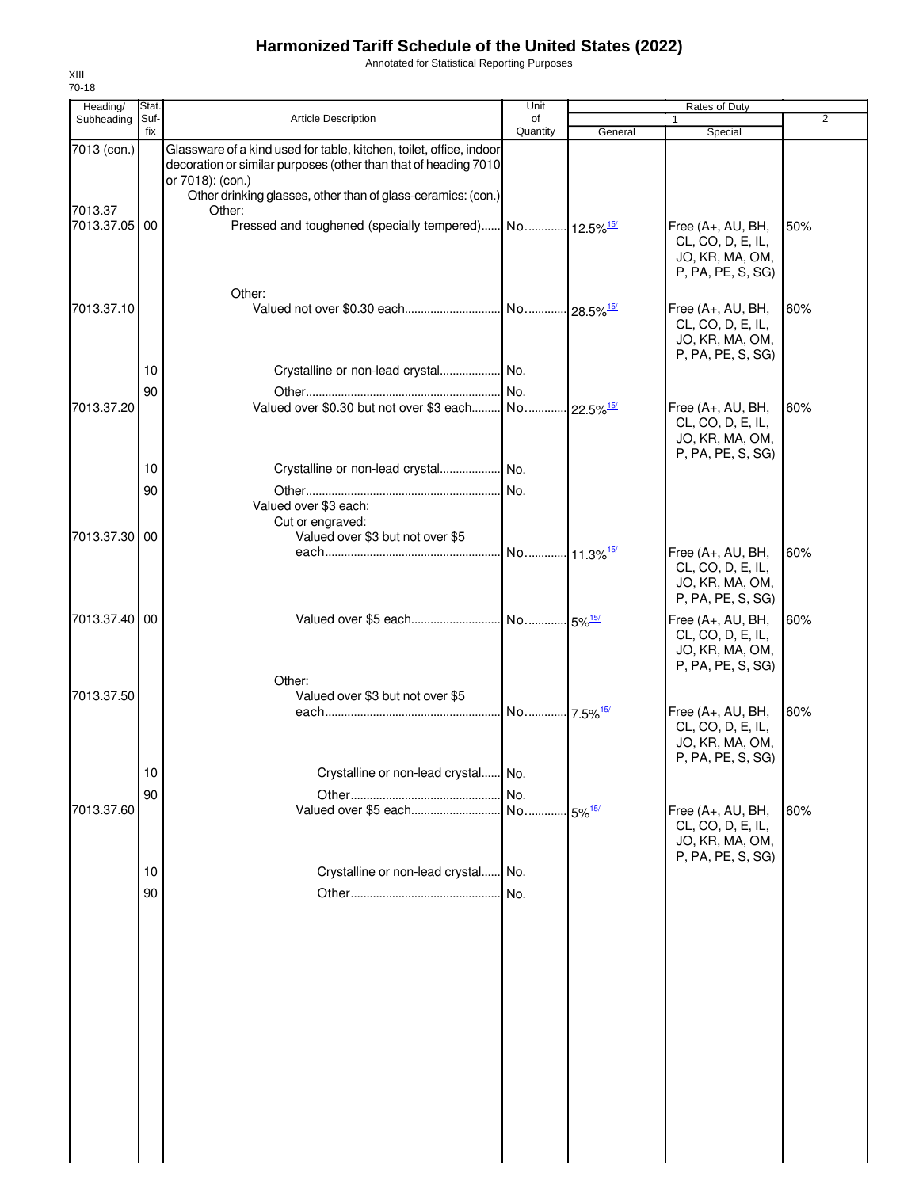# Harmonized Tariff Schedule of the United States (2022)

Annotated for Statistical Reporting Purposes

XIII
70-18

| Heading/ Subheading | Stat. Suf- fix | Article Description | Unit of Quantity | Rates of Duty 1 General | Special | 2 |
|---|---|---|---|---|---|---|
| 7013 (con.) | | Glassware of a kind used for table, kitchen, toilet, office, indoor decoration or similar purposes (other than that of heading 7010 or 7018): (con.) | | | | |
| | | Other drinking glasses, other than of glass-ceramics: (con.) | | | | |
| 7013.37 | | Other: | | | | |
| 7013.37.05 | 00 | Pressed and toughened (specially tempered) | No. | 12.5%[15/] | Free (A+, AU, BH, CL, CO, D, E, IL, JO, KR, MA, OM, P, PA, PE, S, SG) | 50% |
| | | Other: | | | | |
| 7013.37.10 | | Valued not over $0.30 each | No. | 28.5%[15/] | Free (A+, AU, BH, CL, CO, D, E, IL, JO, KR, MA, OM, P, PA, PE, S, SG) | 60% |
| | 10 | Crystalline or non-lead crystal | No. | | | |
| | 90 | Other | No. | | | |
| 7013.37.20 | | Valued over $0.30 but not over $3 each | No. | 22.5%[15/] | Free (A+, AU, BH, CL, CO, D, E, IL, JO, KR, MA, OM, P, PA, PE, S, SG) | 60% |
| | 10 | Crystalline or non-lead crystal | No. | | | |
| | 90 | Other | No. | | | |
| | | Valued over $3 each: | | | | |
| | | Cut or engraved: | | | | |
| 7013.37.30 | 00 | Valued over $3 but not over $5 each | No. | 11.3%[15/] | Free (A+, AU, BH, CL, CO, D, E, IL, JO, KR, MA, OM, P, PA, PE, S, SG) | 60% |
| 7013.37.40 | 00 | Valued over $5 each | No. | 5%[15/] | Free (A+, AU, BH, CL, CO, D, E, IL, JO, KR, MA, OM, P, PA, PE, S, SG) | 60% |
| | | Other: | | | | |
| 7013.37.50 | | Valued over $3 but not over $5 each | No. | 7.5%[15/] | Free (A+, AU, BH, CL, CO, D, E, IL, JO, KR, MA, OM, P, PA, PE, S, SG) | 60% |
| | 10 | Crystalline or non-lead crystal | No. | | | |
| | 90 | Other | No. | | | |
| 7013.37.60 | | Valued over $5 each | No. | 5%[15/] | Free (A+, AU, BH, CL, CO, D, E, IL, JO, KR, MA, OM, P, PA, PE, S, SG) | 60% |
| | 10 | Crystalline or non-lead crystal | No. | | | |
| | 90 | Other | No. | | | |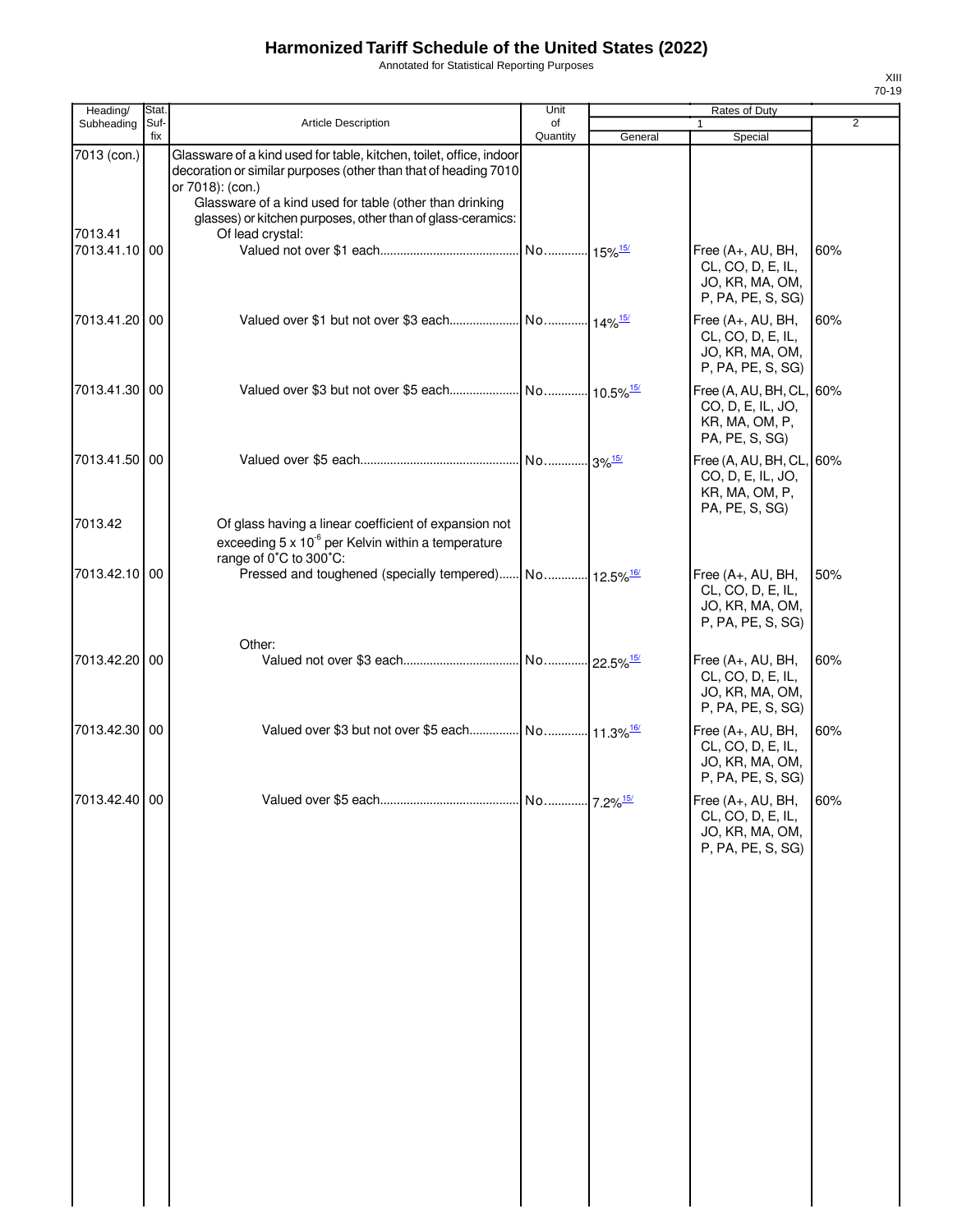# Harmonized Tariff Schedule of the United States (2022)

Annotated for Statistical Reporting Purposes

XIII
70-19

| Heading/ Subheading | Stat. Suf- fix | Article Description | Unit of Quantity | Rates of Duty 1 General | Special | 2 |
|---|---|---|---|---|---|---|
| 7013 (con.) | | Glassware of a kind used for table, kitchen, toilet, office, indoor decoration or similar purposes (other than that of heading 7010 or 7018): (con.) | | | | |
| | | Glassware of a kind used for table (other than drinking glasses) or kitchen purposes, other than of glass-ceramics: | | | | |
| 7013.41 | | Of lead crystal: | | | | |
| 7013.41.10 | 00 | Valued not over $1 each | No. | 15%[15/] | Free (A+, AU, BH, CL, CO, D, E, IL, JO, KR, MA, OM, P, PA, PE, S, SG) | 60% |
| 7013.41.20 | 00 | Valued over $1 but not over $3 each | No. | 14%[15/] | Free (A+, AU, BH, CL, CO, D, E, IL, JO, KR, MA, OM, P, PA, PE, S, SG) | 60% |
| 7013.41.30 | 00 | Valued over $3 but not over $5 each | No. | 10.5%[15/] | Free (A, AU, BH, CL, CO, D, E, IL, JO, KR, MA, OM, P, PA, PE, S, SG) | 60% |
| 7013.41.50 | 00 | Valued over $5 each | No. | 3%[15/] | Free (A, AU, BH, CL, CO, D, E, IL, JO, KR, MA, OM, P, PA, PE, S, SG) | 60% |
| 7013.42 | | Of glass having a linear coefficient of expansion not exceeding $5 \times 10^{-6}$ per Kelvin within a temperature range of 0°C to 300°C: | | | | |
| 7013.42.10 | 00 | Pressed and toughened (specially tempered) | No. | 12.5%[16/] | Free (A+, AU, BH, CL, CO, D, E, IL, JO, KR, MA, OM, P, PA, PE, S, SG) | 50% |
| | | Other: | | | | |
| 7013.42.20 | 00 | Valued not over $3 each | No. | 22.5%[15/] | Free (A+, AU, BH, CL, CO, D, E, IL, JO, KR, MA, OM, P, PA, PE, S, SG) | 60% |
| 7013.42.30 | 00 | Valued over $3 but not over $5 each | No. | 11.3%[16/] | Free (A+, AU, BH, CL, CO, D, E, IL, JO, KR, MA, OM, P, PA, PE, S, SG) | 60% |
| 7013.42.40 | 00 | Valued over $5 each | No. | 7.2%[15/] | Free (A+, AU, BH, CL, CO, D, E, IL, JO, KR, MA, OM, P, PA, PE, S, SG) | 60% |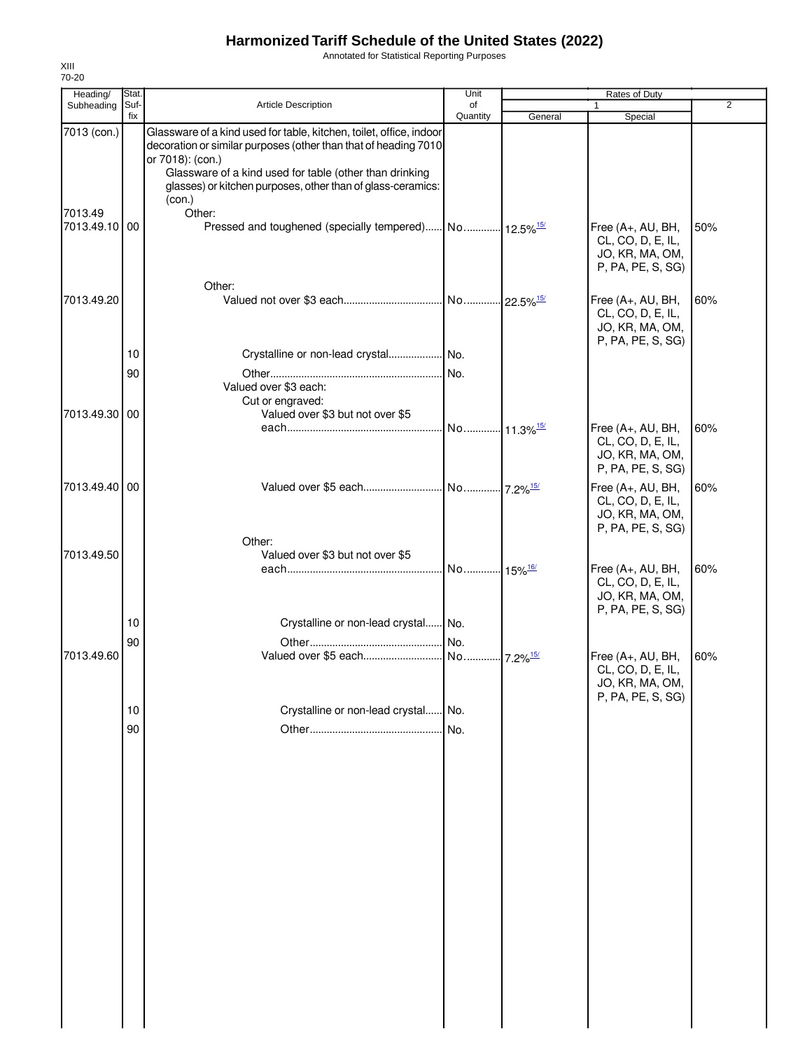# Harmonized Tariff Schedule of the United States (2022)

Annotated for Statistical Reporting Purposes

XIII
70-20

| Heading/ Subheading | Stat. Suffix | Article Description | Unit of Quantity | Rates of Duty 1 General | Rates of Duty 1 Special | Rates of Duty 2 |
|---|---|---|---|---|---|---|
| 7013 (con.) | | Glassware of a kind used for table, kitchen, toilet, office, indoor decoration or similar purposes (other than that of heading 7010 or 7018): (con.) | | | | |
| | | Glassware of a kind used for table (other than drinking glasses) or kitchen purposes, other than of glass-ceramics: (con.) | | | | |
| 7013.49 | | Other: | | | | |
| 7013.49.10 | 00 | Pressed and toughened (specially tempered) | No. | 12.5%[15/] | Free (A+, AU, BH, CL, CO, D, E, IL, JO, KR, MA, OM, P, PA, PE, S, SG) | 50% |
| | | Other: | | | | |
| 7013.49.20 | | Valued not over $3 each | No. | 22.5%[15/] | Free (A+, AU, BH, CL, CO, D, E, IL, JO, KR, MA, OM, P, PA, PE, S, SG) | 60% |
| | 10 | Crystalline or non-lead crystal | No. | | | |
| | 90 | Other | No. | | | |
| | | Valued over $3 each: | | | | |
| | | Cut or engraved: | | | | |
| 7013.49.30 | 00 | Valued over $3 but not over $5 each | No. | 11.3%[15/] | Free (A+, AU, BH, CL, CO, D, E, IL, JO, KR, MA, OM, P, PA, PE, S, SG) | 60% |
| 7013.49.40 | 00 | Valued over $5 each | No. | 7.2%[15/] | Free (A+, AU, BH, CL, CO, D, E, IL, JO, KR, MA, OM, P, PA, PE, S, SG) | 60% |
| | | Other: | | | | |
| 7013.49.50 | | Valued over $3 but not over $5 each | No. | 15%[16/] | Free (A+, AU, BH, CL, CO, D, E, IL, JO, KR, MA, OM, P, PA, PE, S, SG) | 60% |
| | 10 | Crystalline or non-lead crystal | No. | | | |
| | 90 | Other | No. | | | |
| 7013.49.60 | | Valued over $5 each | No. | 7.2%[15/] | Free (A+, AU, BH, CL, CO, D, E, IL, JO, KR, MA, OM, P, PA, PE, S, SG) | 60% |
| | 10 | Crystalline or non-lead crystal | No. | | | |
| | 90 | Other | No. | | | |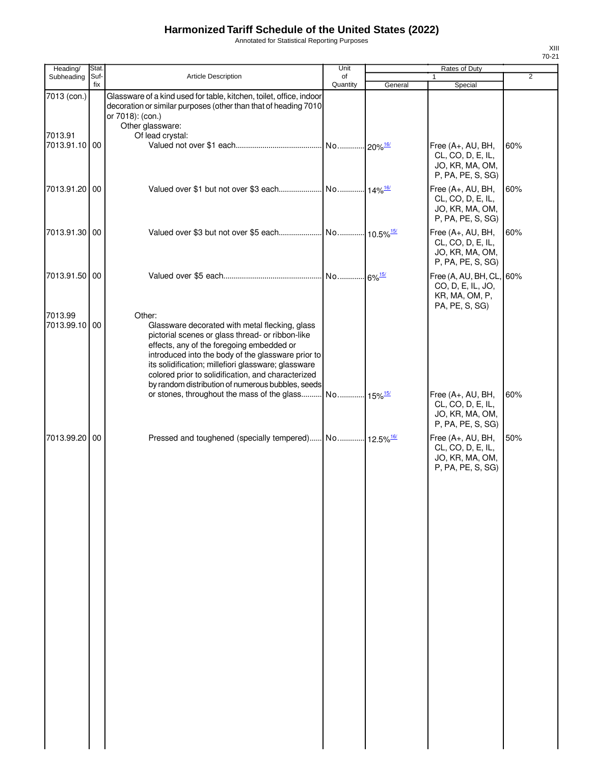# Harmonized Tariff Schedule of the United States (2022)

Annotated for Statistical Reporting Purposes

XIII
70-21

| Heading/ Subheading | Stat. Suf- fix | Article Description | Unit of Quantity | Rates of Duty 1 General | Special | 2 |
|---|---|---|---|---|---|---|
| 7013 (con.) | | Glassware of a kind used for table, kitchen, toilet, office, indoor decoration or similar purposes (other than that of heading 7010 or 7018): (con.) | | | | |
| | | Other glassware: | | | | |
| 7013.91 | | Of lead crystal: | | | | |
| 7013.91.10 | 00 | Valued not over $1 each | No. | 20%[16/] | Free (A+, AU, BH, CL, CO, D, E, IL, JO, KR, MA, OM, P, PA, PE, S, SG) | 60% |
| 7013.91.20 | 00 | Valued over $1 but not over $3 each | No. | 14%[16/] | Free (A+, AU, BH, CL, CO, D, E, IL, JO, KR, MA, OM, P, PA, PE, S, SG) | 60% |
| 7013.91.30 | 00 | Valued over $3 but not over $5 each | No. | 10.5%[15/] | Free (A+, AU, BH, CL, CO, D, E, IL, JO, KR, MA, OM, P, PA, PE, S, SG) | 60% |
| 7013.91.50 | 00 | Valued over $5 each | No. | 6%[15/] | Free (A, AU, BH, CL, CO, D, E, IL, JO, KR, MA, OM, P, PA, PE, S, SG) | 60% |
| 7013.99 | | Other: | | | | |
| 7013.99.10 | 00 | Glassware decorated with metal flecking, glass pictorial scenes or glass thread- or ribbon-like effects, any of the foregoing embedded or introduced into the body of the glassware prior to its solidification; millefiori glassware; glassware colored prior to solidification, and characterized by random distribution of numerous bubbles, seeds or stones, throughout the mass of the glass | No. | 15%[15/] | Free (A+, AU, BH, CL, CO, D, E, IL, JO, KR, MA, OM, P, PA, PE, S, SG) | 60% |
| 7013.99.20 | 00 | Pressed and toughened (specially tempered) | No. | 12.5%[16/] | Free (A+, AU, BH, CL, CO, D, E, IL, JO, KR, MA, OM, P, PA, PE, S, SG) | 50% |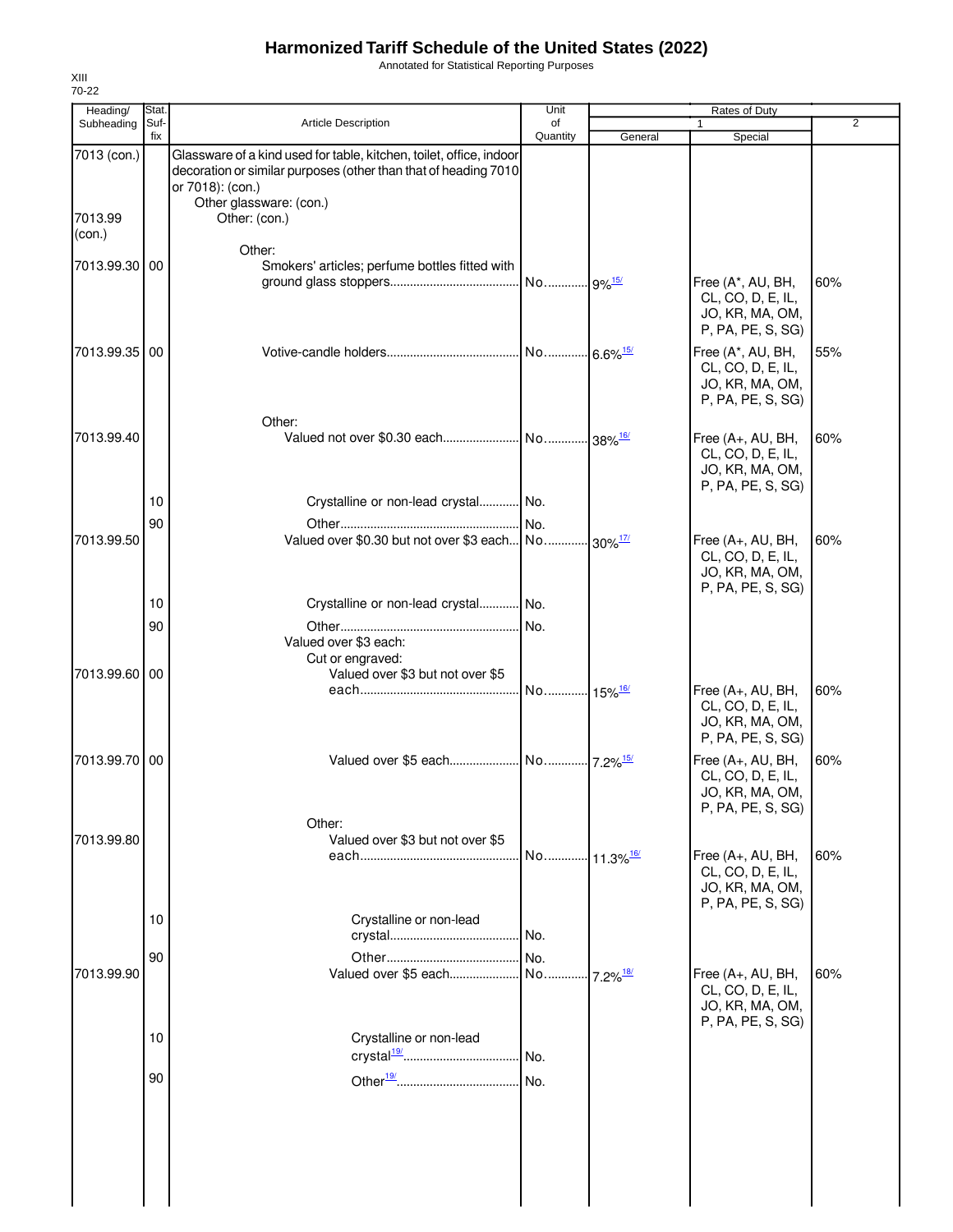# Harmonized Tariff Schedule of the United States (2022)

Annotated for Statistical Reporting Purposes

XIII
70-22

| Heading/ Subheading | Stat. Suf-fix | Article Description | Unit of Quantity | Rates of Duty 1 General | Rates of Duty 1 Special | Rates of Duty 2 |
|---|---|---|---|---|---|---|
| 7013 (con.) | | Glassware of a kind used for table, kitchen, toilet, office, indoor decoration or similar purposes (other than that of heading 7010 or 7018): (con.) | | | | |
| | | Other glassware: (con.) | | | | |
| 7013.99 (con.) | | Other: (con.) | | | | |
| | | Other: | | | | |
| 7013.99.30 | 00 | Smokers' articles; perfume bottles fitted with ground glass stoppers | No. | 9%[15/] | Free (A*, AU, BH, CL, CO, D, E, IL, JO, KR, MA, OM, P, PA, PE, S, SG) | 60% |
| 7013.99.35 | 00 | Votive-candle holders | No. | 6.6%[15/] | Free (A*, AU, BH, CL, CO, D, E, IL, JO, KR, MA, OM, P, PA, PE, S, SG) | 55% |
| | | Other: | | | | |
| 7013.99.40 | | Valued not over $0.30 each | No. | 38%[16/] | Free (A+, AU, BH, CL, CO, D, E, IL, JO, KR, MA, OM, P, PA, PE, S, SG) | 60% |
| | 10 | Crystalline or non-lead crystal | No. | | | |
| | 90 | Other | No. | | | |
| 7013.99.50 | | Valued over $0.30 but not over $3 each | No. | 30%[17/] | Free (A+, AU, BH, CL, CO, D, E, IL, JO, KR, MA, OM, P, PA, PE, S, SG) | 60% |
| | 10 | Crystalline or non-lead crystal | No. | | | |
| | 90 | Other | No. | | | |
| | | Valued over $3 each: | | | | |
| | | Cut or engraved: | | | | |
| 7013.99.60 | 00 | Valued over $3 but not over $5 each | No. | 15%[16/] | Free (A+, AU, BH, CL, CO, D, E, IL, JO, KR, MA, OM, P, PA, PE, S, SG) | 60% |
| 7013.99.70 | 00 | Valued over $5 each | No. | 7.2%[15/] | Free (A+, AU, BH, CL, CO, D, E, IL, JO, KR, MA, OM, P, PA, PE, S, SG) | 60% |
| | | Other: | | | | |
| 7013.99.80 | | Valued over $3 but not over $5 each | No. | 11.3%[16/] | Free (A+, AU, BH, CL, CO, D, E, IL, JO, KR, MA, OM, P, PA, PE, S, SG) | 60% |
| | 10 | Crystalline or non-lead crystal | No. | | | |
| | 90 | Other | No. | | | |
| 7013.99.90 | | Valued over $5 each | No. | 7.2%[18/] | Free (A+, AU, BH, CL, CO, D, E, IL, JO, KR, MA, OM, P, PA, PE, S, SG) | 60% |
| | 10 | Crystalline or non-lead crystal[19/] | No. | | | |
| | 90 | Other[19/] | No. | | | |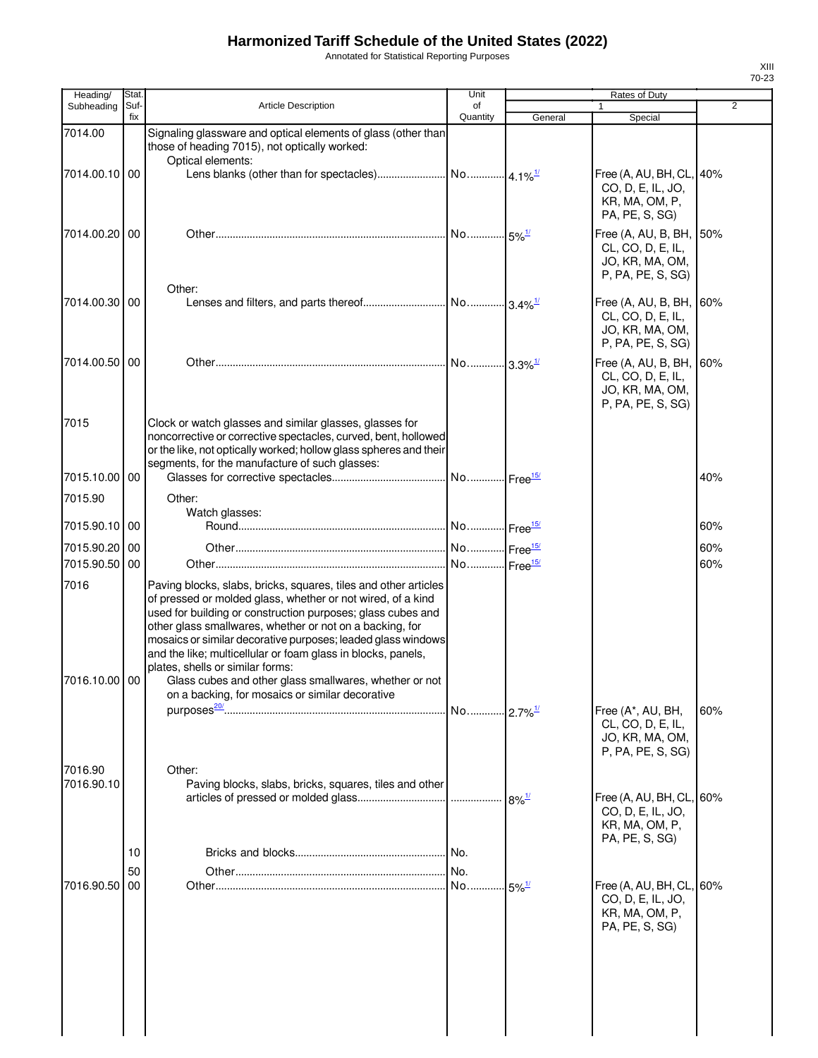# Harmonized Tariff Schedule of the United States (2022)

Annotated for Statistical Reporting Purposes

| Heading/ Subheading | Stat. Suf- fix | Article Description | Unit of Quantity | Rates of Duty 1 General | Special | 2 |
|---|---|---|---|---|---|---|
| 7014.00 | | Signaling glassware and optical elements of glass (other than those of heading 7015), not optically worked: | | | | |
| | | Optical elements: | | | | |
| 7014.00.10 | 00 | Lens blanks (other than for spectacles) | No. | 4.1%[1/] | Free (A, AU, BH, CL, CO, D, E, IL, JO, KR, MA, OM, P, PA, PE, S, SG) | 40% |
| 7014.00.20 | 00 | Other | No. | 5%[1/] | Free (A, AU, B, BH, CL, CO, D, E, IL, JO, KR, MA, OM, P, PA, PE, S, SG) | 50% |
| | | Other: | | | | |
| 7014.00.30 | 00 | Lenses and filters, and parts thereof | No. | 3.4%[1/] | Free (A, AU, B, BH, CL, CO, D, E, IL, JO, KR, MA, OM, P, PA, PE, S, SG) | 60% |
| 7014.00.50 | 00 | Other | No. | 3.3%[1/] | Free (A, AU, B, BH, CL, CO, D, E, IL, JO, KR, MA, OM, P, PA, PE, S, SG) | 60% |
| 7015 | | Clock or watch glasses and similar glasses, glasses for noncorrective or corrective spectacles, curved, bent, hollowed or the like, not optically worked; hollow glass spheres and their segments, for the manufacture of such glasses: | | | | |
| 7015.10.00 | 00 | Glasses for corrective spectacles | No. | Free[15/] | | 40% |
| 7015.90 | | Other: | | | | |
| | | Watch glasses: | | | | |
| 7015.90.10 | 00 | Round | No. | Free[15/] | | 60% |
| 7015.90.20 | 00 | Other | No. | Free[15/] | | 60% |
| 7015.90.50 | 00 | Other | No. | Free[15/] | | 60% |
| 7016 | | Paving blocks, slabs, bricks, squares, tiles and other articles of pressed or molded glass, whether or not wired, of a kind used for building or construction purposes; glass cubes and other glass smallwares, whether or not on a backing, for mosaics or similar decorative purposes; leaded glass windows and the like; multicellular or foam glass in blocks, panels, plates, shells or similar forms: | | | | |
| 7016.10.00 | 00 | Glass cubes and other glass smallwares, whether or not on a backing, for mosaics or similar decorative purposes[20/] | No. | 2.7%[1/] | Free (A*, AU, BH, CL, CO, D, E, IL, JO, KR, MA, OM, P, PA, PE, S, SG) | 60% |
| 7016.90 | | Other: | | | | |
| 7016.90.10 | | Paving blocks, slabs, bricks, squares, tiles and other articles of pressed or molded glass | | 8%[1/] | Free (A, AU, BH, CL, CO, D, E, IL, JO, KR, MA, OM, P, PA, PE, S, SG) | 60% |
| | 10 | Bricks and blocks | No. | | | |
| | 50 | Other | No. | | | |
| 7016.90.50 | 00 | Other | No. | 5%[1/] | Free (A, AU, BH, CL, CO, D, E, IL, JO, KR, MA, OM, P, PA, PE, S, SG) | 60% |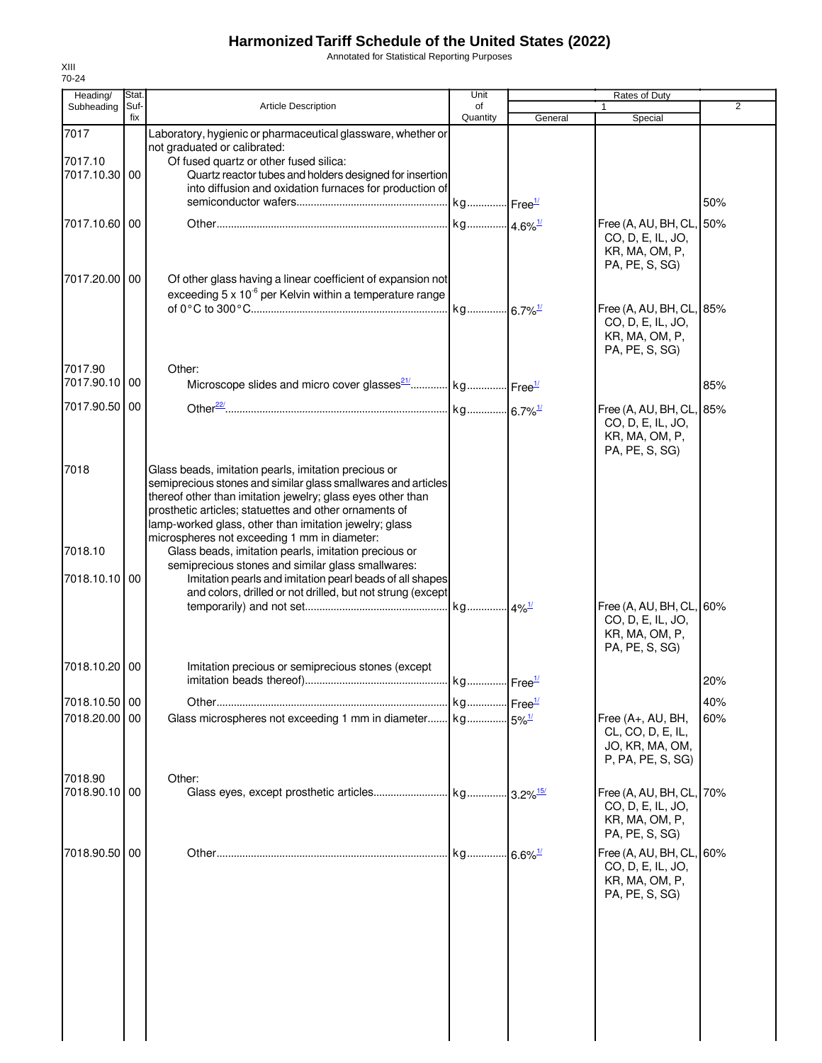# Harmonized Tariff Schedule of the United States (2022)

Annotated for Statistical Reporting Purposes

XIII
70-24

| Heading/ Subheading | Stat. Suf-fix | Article Description | Unit of Quantity | Rates of Duty 1 General | Special | 2 |
|---|---|---|---|---|---|---|
| 7017 | | Laboratory, hygienic or pharmaceutical glassware, whether or not graduated or calibrated: | | | | |
| 7017.10 | | Of fused quartz or other fused silica: | | | | |
| 7017.10.30 | 00 | Quartz reactor tubes and holders designed for insertion into diffusion and oxidation furnaces for production of semiconductor wafers | kg | Free[1/] | | 50% |
| 7017.10.60 | 00 | Other | kg | 4.6%[1/] | Free (A, AU, BH, CL, CO, D, E, IL, JO, KR, MA, OM, P, PA, PE, S, SG) | 50% |
| 7017.20.00 | 00 | Of other glass having a linear coefficient of expansion not exceeding 5 x $10^{-6}$ per Kelvin within a temperature range of 0°C to 300°C | kg | 6.7%[1/] | Free (A, AU, BH, CL, CO, D, E, IL, JO, KR, MA, OM, P, PA, PE, S, SG) | 85% |
| 7017.90 | | Other: | | | | |
| 7017.90.10 | 00 | Microscope slides and micro cover glasses[21/] | kg | Free[1/] | | 85% |
| 7017.90.50 | 00 | Other[22/] | kg | 6.7%[1/] | Free (A, AU, BH, CL, CO, D, E, IL, JO, KR, MA, OM, P, PA, PE, S, SG) | 85% |
| 7018 | | Glass beads, imitation pearls, imitation precious or semiprecious stones and similar glass smallwares and articles thereof other than imitation jewelry; glass eyes other than prosthetic articles; statuettes and other ornaments of lamp-worked glass, other than imitation jewelry; glass microspheres not exceeding 1 mm in diameter: | | | | |
| 7018.10 | | Glass beads, imitation pearls, imitation precious or semiprecious stones and similar glass smallwares: | | | | |
| 7018.10.10 | 00 | Imitation pearls and imitation pearl beads of all shapes and colors, drilled or not drilled, but not strung (except temporarily) and not set | kg | 4%[1/] | Free (A, AU, BH, CL, CO, D, E, IL, JO, KR, MA, OM, P, PA, PE, S, SG) | 60% |
| 7018.10.20 | 00 | Imitation precious or semiprecious stones (except imitation beads thereof) | kg | Free[1/] | | 20% |
| 7018.10.50 | 00 | Other | kg | Free[1/] | | 40% |
| 7018.20.00 | 00 | Glass microspheres not exceeding 1 mm in diameter | kg | 5%[1/] | Free (A+, AU, BH, CL, CO, D, E, IL, JO, KR, MA, OM, P, PA, PE, S, SG) | 60% |
| 7018.90 | | Other: | | | | |
| 7018.90.10 | 00 | Glass eyes, except prosthetic articles | kg | 3.2%[15/] | Free (A, AU, BH, CL, CO, D, E, IL, JO, KR, MA, OM, P, PA, PE, S, SG) | 70% |
| 7018.90.50 | 00 | Other | kg | 6.6%[1/] | Free (A, AU, BH, CL, CO, D, E, IL, JO, KR, MA, OM, P, PA, PE, S, SG) | 60% |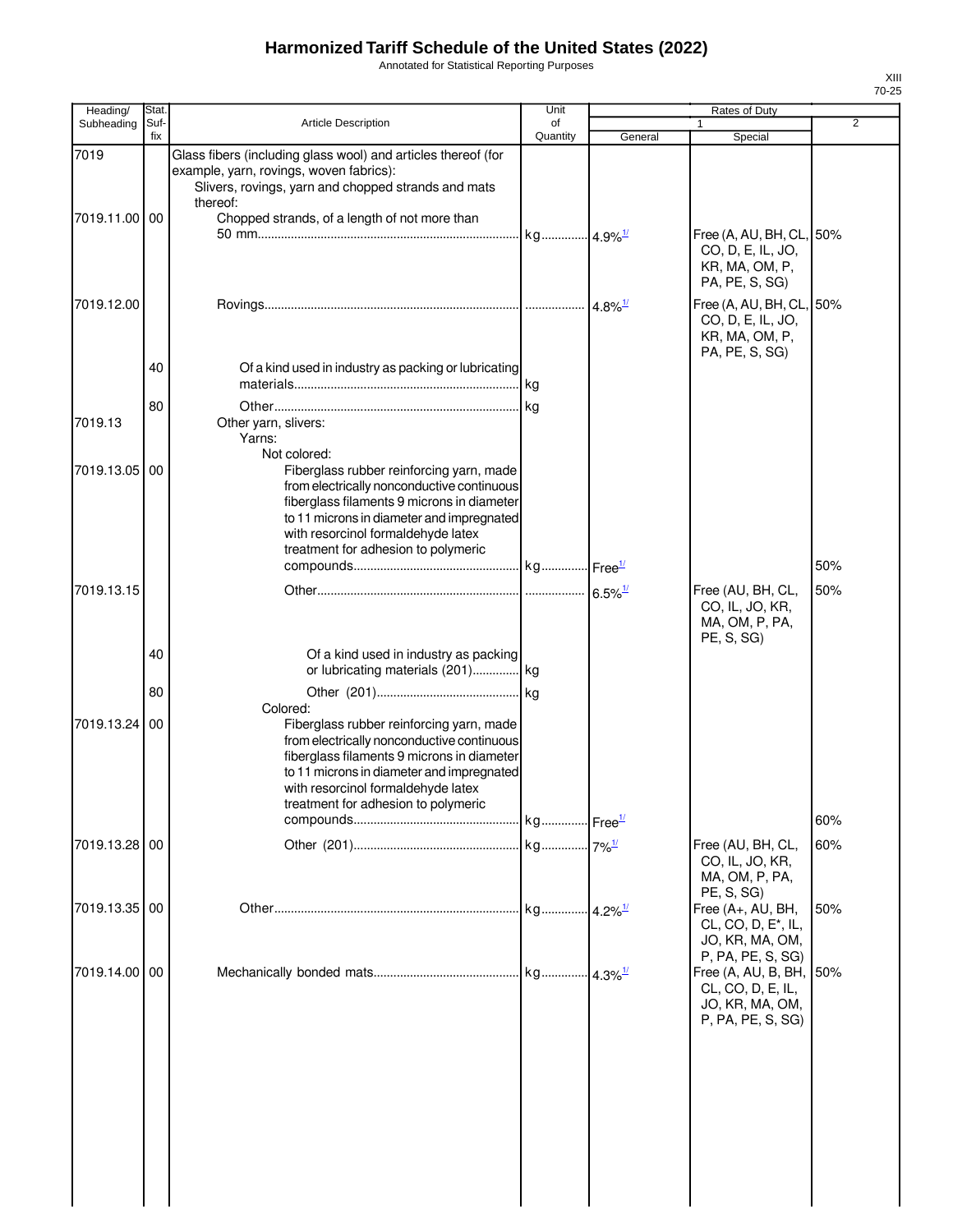# Harmonized Tariff Schedule of the United States (2022)

Annotated for Statistical Reporting Purposes

XIII
70-25

| Heading/ Subheading | Stat. Suf- fix | Article Description | Unit of Quantity | Rates of Duty 1 General | Special | 2 |
|---|---|---|---|---|---|---|
| 7019 | | Glass fibers (including glass wool) and articles thereof (for example, yarn, rovings, woven fabrics): | | | | |
| | | Slivers, rovings, yarn and chopped strands and mats thereof: | | | | |
| 7019.11.00 | 00 | Chopped strands, of a length of not more than 50 mm | kg | 4.9%[1/] | Free (A, AU, BH, CL, CO, D, E, IL, JO, KR, MA, OM, P, PA, PE, S, SG) | 50% |
| 7019.12.00 | | Rovings | | 4.8%[1/] | Free (A, AU, BH, CL, CO, D, E, IL, JO, KR, MA, OM, P, PA, PE, S, SG) | 50% |
| | 40 | Of a kind used in industry as packing or lubricating materials | kg | | | |
| | 80 | Other | kg | | | |
| 7019.13 | | Other yarn, slivers: | | | | |
| | | Yarns: | | | | |
| | | Not colored: | | | | |
| 7019.13.05 | 00 | Fiberglass rubber reinforcing yarn, made from electrically nonconductive continuous fiberglass filaments 9 microns in diameter to 11 microns in diameter and impregnated with resorcinol formaldehyde latex treatment for adhesion to polymeric compounds | kg | Free[1/] | | 50% |
| 7019.13.15 | | Other | | 6.5%[1/] | Free (AU, BH, CL, CO, IL, JO, KR, MA, OM, P, PA, PE, S, SG) | 50% |
| | 40 | Of a kind used in industry as packing or lubricating materials (201) | kg | | | |
| | 80 | Other (201) | kg | | | |
| | | Colored: | | | | |
| 7019.13.24 | 00 | Fiberglass rubber reinforcing yarn, made from electrically nonconductive continuous fiberglass filaments 9 microns in diameter to 11 microns in diameter and impregnated with resorcinol formaldehyde latex treatment for adhesion to polymeric compounds | kg | Free[1/] | | 60% |
| 7019.13.28 | 00 | Other (201) | kg | 7%[1/] | Free (AU, BH, CL, CO, IL, JO, KR, MA, OM, P, PA, PE, S, SG) | 60% |
| 7019.13.35 | 00 | Other | kg | 4.2%[1/] | Free (A+, AU, BH, CL, CO, D, E*, IL, JO, KR, MA, OM, P, PA, PE, S, SG) | 50% |
| 7019.14.00 | 00 | Mechanically bonded mats | kg | 4.3%[1/] | Free (A, AU, B, BH, CL, CO, D, E, IL, JO, KR, MA, OM, P, PA, PE, S, SG) | 50% |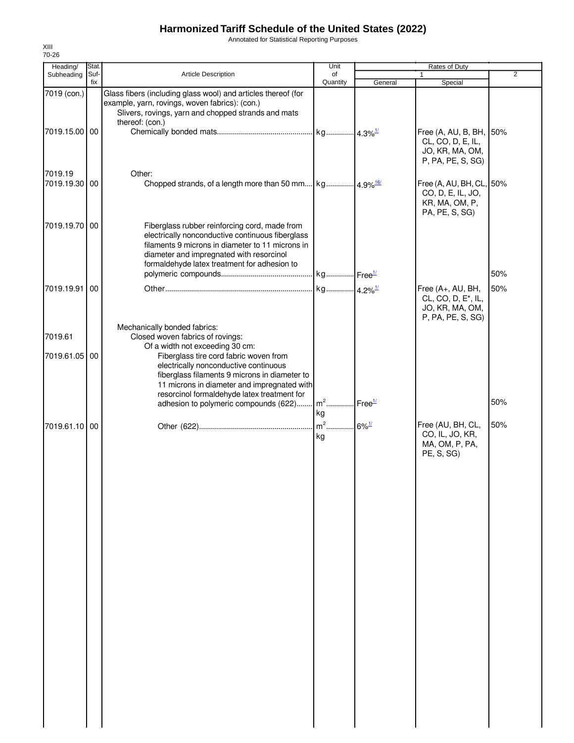# Harmonized Tariff Schedule of the United States (2022)

Annotated for Statistical Reporting Purposes

XIII
70-26

| Heading/ Subheading | Stat. Suf-fix | Article Description | Unit of Quantity | Rates of Duty 1 General | Special | 2 |
|---|---|---|---|---|---|---|
| 7019 (con.) | | Glass fibers (including glass wool) and articles thereof (for example, yarn, rovings, woven fabrics): (con.) | | | | |
| | | Slivers, rovings, yarn and chopped strands and mats thereof: (con.) | | | | |
| 7019.15.00 | 00 | Chemically bonded mats | kg | 4.3%[1/] | Free (A, AU, B, BH, CL, CO, D, E, IL, JO, KR, MA, OM, P, PA, PE, S, SG) | 50% |
| 7019.19 | | Other: | | | | |
| 7019.19.30 | 00 | Chopped strands, of a length more than 50 mm | kg | 4.9%[16/] | Free (A, AU, BH, CL, CO, D, E, IL, JO, KR, MA, OM, P, PA, PE, S, SG) | 50% |
| 7019.19.70 | 00 | Fiberglass rubber reinforcing cord, made from electrically nonconductive continuous fiberglass filaments 9 microns in diameter to 11 microns in diameter and impregnated with resorcinol formaldehyde latex treatment for adhesion to polymeric compounds | kg | Free[1/] | | 50% |
| 7019.19.91 | 00 | Other | kg | 4.2%[1/] | Free (A+, AU, BH, CL, CO, D, E*, IL, JO, KR, MA, OM, P, PA, PE, S, SG) | 50% |
| | | Mechanically bonded fabrics: | | | | |
| 7019.61 | | Closed woven fabrics of rovings: | | | | |
| | | Of a width not exceeding 30 cm: | | | | |
| 7019.61.05 | 00 | Fiberglass tire cord fabric woven from electrically nonconductive continuous fiberglass filaments 9 microns in diameter to 11 microns in diameter and impregnated with resorcinol formaldehyde latex treatment for adhesion to polymeric compounds (622) | $m^2$ kg | Free[1/] | | 50% |
| 7019.61.10 | 00 | Other (622) | $m^2$ kg | 6%[1/] | Free (AU, BH, CL, CO, IL, JO, KR, MA, OM, P, PA, PE, S, SG) | 50% |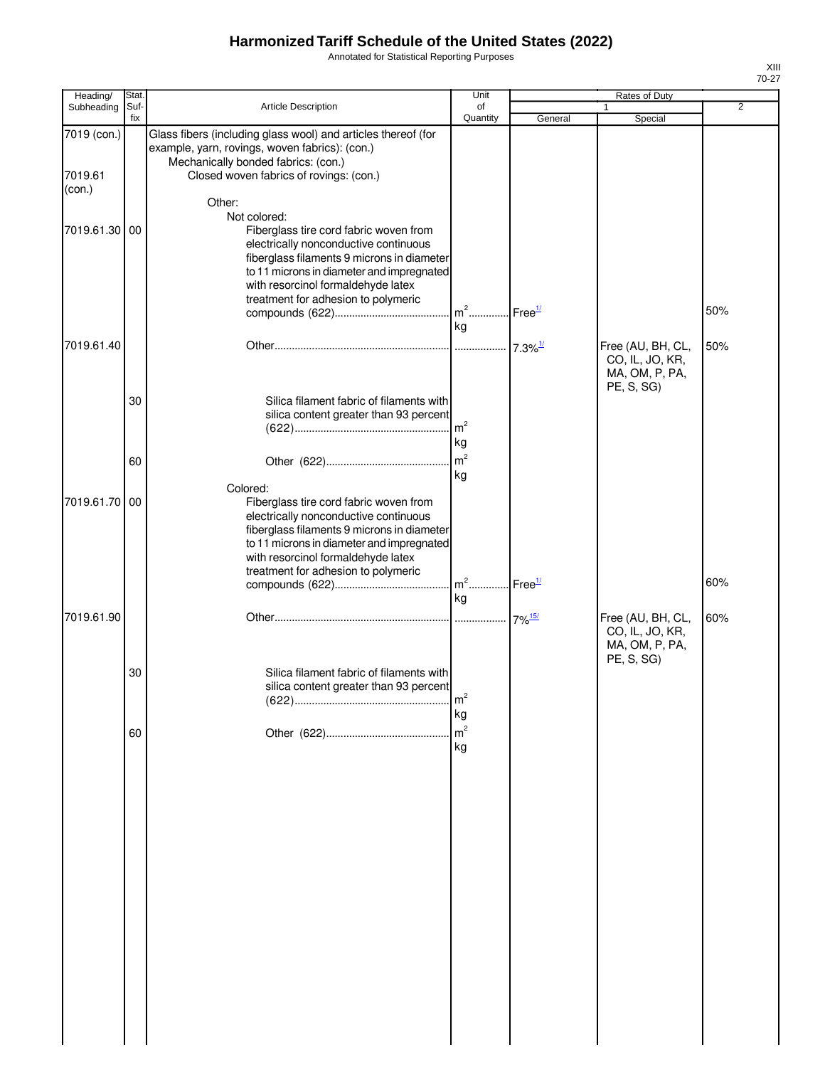# Harmonized Tariff Schedule of the United States (2022)

Annotated for Statistical Reporting Purposes

XIII
70-27

| Heading/ Subheading | Stat. Suf- fix | Article Description | Unit of Quantity | Rates of Duty 1 General | Special | 2 |
|---|---|---|---|---|---|---|
| 7019 (con.) | | Glass fibers (including glass wool) and articles thereof (for example, yarn, rovings, woven fabrics): (con.) | | | | |
| | | Mechanically bonded fabrics: (con.) | | | | |
| 7019.61 (con.) | | Closed woven fabrics of rovings: (con.) | | | | |
| | | Other: | | | | |
| | | Not colored: | | | | |
| 7019.61.30 | 00 | Fiberglass tire cord fabric woven from electrically nonconductive continuous fiberglass filaments 9 microns in diameter to 11 microns in diameter and impregnated with resorcinol formaldehyde latex treatment for adhesion to polymeric compounds (622) | $m^2$<br>kg | Free[1/] | | 50% |
| 7019.61.40 | | Other | | 7.3%[1/] | Free (AU, BH, CL, CO, IL, JO, KR, MA, OM, P, PA, PE, S, SG) | 50% |
| | 30 | Silica filament fabric of filaments with silica content greater than 93 percent (622) | $m^2$<br>kg | | | |
| | 60 | Other (622) | $m^2$<br>kg | | | |
| | | Colored: | | | | |
| 7019.61.70 | 00 | Fiberglass tire cord fabric woven from electrically nonconductive continuous fiberglass filaments 9 microns in diameter to 11 microns in diameter and impregnated with resorcinol formaldehyde latex treatment for adhesion to polymeric compounds (622) | $m^2$<br>kg | Free[1/] | | 60% |
| 7019.61.90 | | Other | | 7%[15/] | Free (AU, BH, CL, CO, IL, JO, KR, MA, OM, P, PA, PE, S, SG) | 60% |
| | 30 | Silica filament fabric of filaments with silica content greater than 93 percent (622) | $m^2$<br>kg | | | |
| | 60 | Other (622) | $m^2$<br>kg | | | |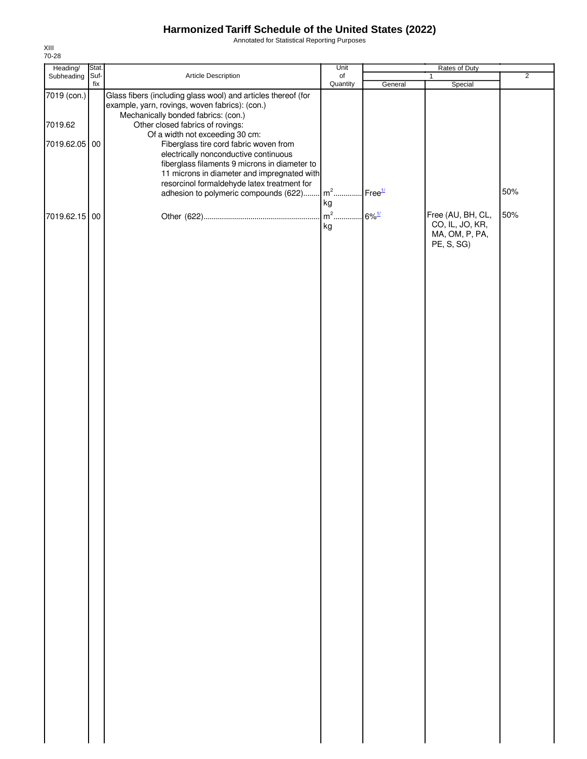# Harmonized Tariff Schedule of the United States (2022)

Annotated for Statistical Reporting Purposes

XIII
70-28

| Heading/ Subheading | Stat. Suf- fix | Article Description | Unit of Quantity | Rates of Duty 1 General | Rates of Duty 1 Special | Rates of Duty 2 |
|---|---|---|---|---|---|---|
| 7019 (con.) | | Glass fibers (including glass wool) and articles thereof (for example, yarn, rovings, woven fabrics): (con.) | | | | |
| | | Mechanically bonded fabrics: (con.) | | | | |
| 7019.62 | | Other closed fabrics of rovings: | | | | |
| | | Of a width not exceeding 30 cm: | | | | |
| 7019.62.05 | 00 | Fiberglass tire cord fabric woven from electrically nonconductive continuous fiberglass filaments 9 microns in diameter to 11 microns in diameter and impregnated with resorcinol formaldehyde latex treatment for adhesion to polymeric compounds (622) | $m^2$ kg | Free[1/] | | 50% |
| 7019.62.15 | 00 | Other (622) | $m^2$ kg | 6%[1/] | Free (AU, BH, CL, CO, IL, JO, KR, MA, OM, P, PA, PE, S, SG) | 50% |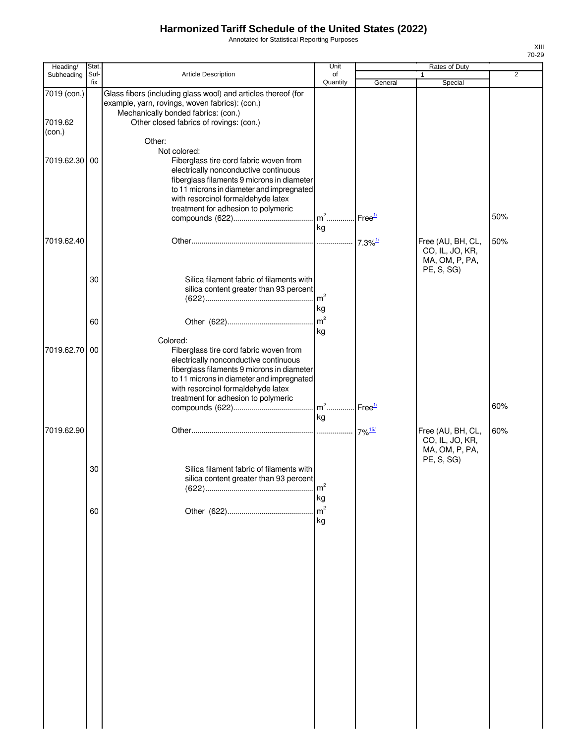# Harmonized Tariff Schedule of the United States (2022)

Annotated for Statistical Reporting Purposes

XIII
70-29

| Heading/ Subheading | Stat. Suf- fix | Article Description | Unit of Quantity | Rates of Duty 1 General | Rates of Duty 1 Special | Rates of Duty 2 |
|---|---|---|---|---|---|---|
| 7019 (con.) | | Glass fibers (including glass wool) and articles thereof (for example, yarn, rovings, woven fabrics): (con.) | | | | |
| | | Mechanically bonded fabrics: (con.) | | | | |
| 7019.62 (con.) | | Other closed fabrics of rovings: (con.) | | | | |
| | | Other: | | | | |
| | | Not colored: | | | | |
| 7019.62.30 | 00 | Fiberglass tire cord fabric woven from electrically nonconductive continuous fiberglass filaments 9 microns in diameter to 11 microns in diameter and impregnated with resorcinol formaldehyde latex treatment for adhesion to polymeric compounds (622) | m²<br>kg | Free[1/] | | 50% |
| 7019.62.40 | | Other | | 7.3%[1/] | Free (AU, BH, CL, CO, IL, JO, KR, MA, OM, P, PA, PE, S, SG) | 50% |
| | 30 | Silica filament fabric of filaments with silica content greater than 93 percent (622) | m²<br>kg | | | |
| | 60 | Other (622) | m²<br>kg | | | |
| | | Colored: | | | | |
| 7019.62.70 | 00 | Fiberglass tire cord fabric woven from electrically nonconductive continuous fiberglass filaments 9 microns in diameter to 11 microns in diameter and impregnated with resorcinol formaldehyde latex treatment for adhesion to polymeric compounds (622) | m²<br>kg | Free[1/] | | 60% |
| 7019.62.90 | | Other | | 7%[15/] | Free (AU, BH, CL, CO, IL, JO, KR, MA, OM, P, PA, PE, S, SG) | 60% |
| | 30 | Silica filament fabric of filaments with silica content greater than 93 percent (622) | m²<br>kg | | | |
| | 60 | Other (622) | m²<br>kg | | | |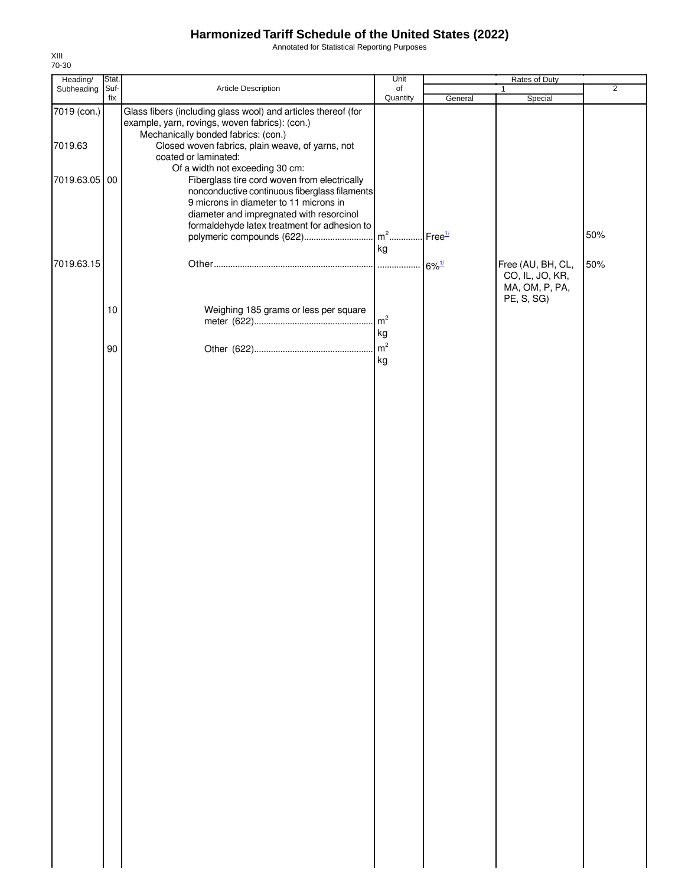# Harmonized Tariff Schedule of the United States (2022)

Annotated for Statistical Reporting Purposes

XIII
70-30

| Heading/ Subheading | Stat. Suf-fix | Article Description | Unit of Quantity | Rates of Duty 1 General | Special | 2 |
|---|---|---|---|---|---|---|
| 7019 (con.) | | Glass fibers (including glass wool) and articles thereof (for example, yarn, rovings, woven fabrics): (con.) | | | | |
| | | Mechanically bonded fabrics: (con.) | | | | |
| 7019.63 | | Closed woven fabrics, plain weave, of yarns, not coated or laminated: | | | | |
| | | Of a width not exceeding 30 cm: | | | | |
| 7019.63.05 | 00 | Fiberglass tire cord woven from electrically nonconductive continuous fiberglass filaments 9 microns in diameter to 11 microns in diameter and impregnated with resorcinol formaldehyde latex treatment for adhesion to polymeric compounds (622) | $m^2$ kg | Free[1/] | | 50% |
| 7019.63.15 | | Other | | 6%[1/] | Free (AU, BH, CL, CO, IL, JO, KR, MA, OM, P, PA, PE, S, SG) | 50% |
| | 10 | Weighing 185 grams or less per square meter (622) | $m^2$ kg | | | |
| | 90 | Other (622) | $m^2$ kg | | | |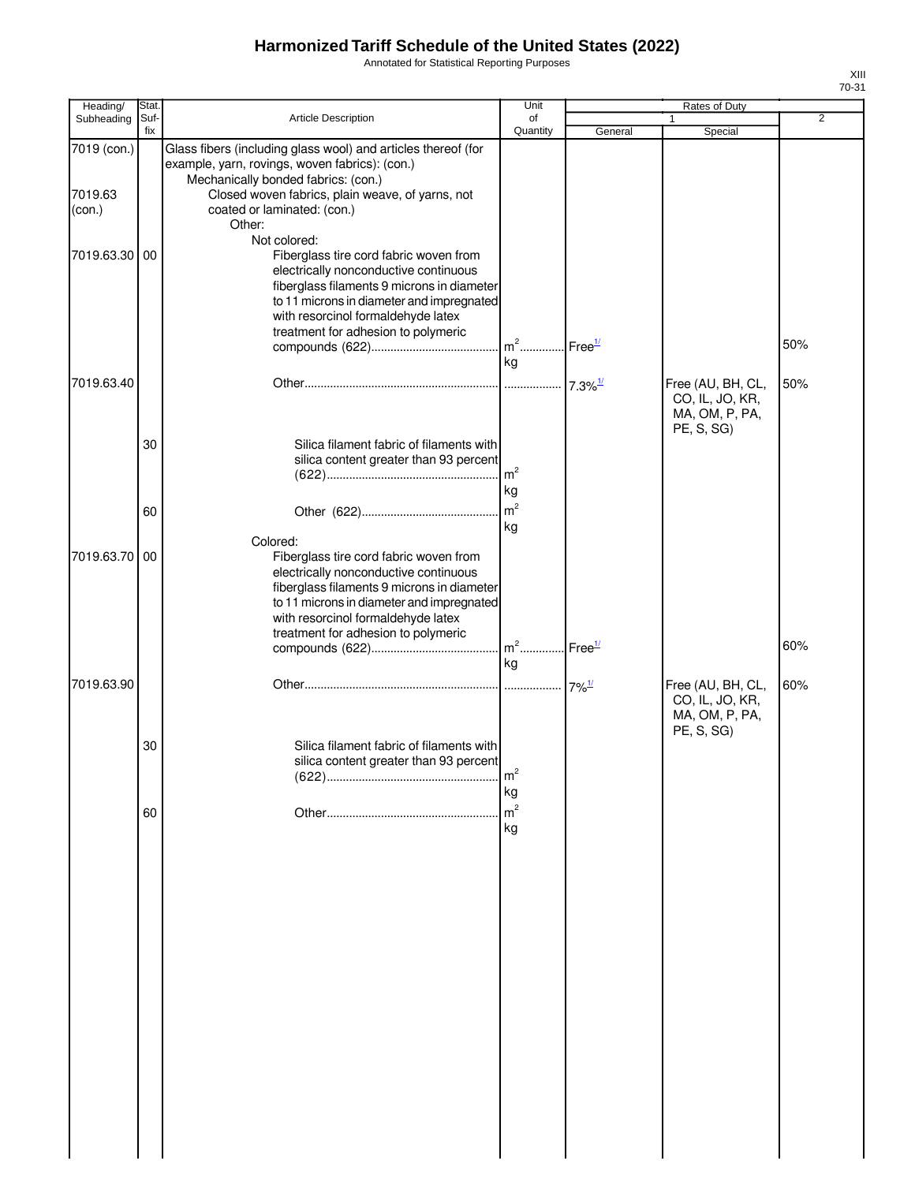# Harmonized Tariff Schedule of the United States (2022)

Annotated for Statistical Reporting Purposes

XIII
70-31

| Heading/ Subheading | Stat. Suf- fix | Article Description | Unit of Quantity | Rates of Duty 1 General | Special | 2 |
|---|---|---|---|---|---|---|
| 7019 (con.) | | Glass fibers (including glass wool) and articles thereof (for example, yarn, rovings, woven fabrics): (con.) | | | | |
| | | Mechanically bonded fabrics: (con.) | | | | |
| 7019.63 (con.) | | Closed woven fabrics, plain weave, of yarns, not coated or laminated: (con.) | | | | |
| | | Other: | | | | |
| | | Not colored: | | | | |
| 7019.63.30 | 00 | Fiberglass tire cord fabric woven from electrically nonconductive continuous fiberglass filaments 9 microns in diameter to 11 microns in diameter and impregnated with resorcinol formaldehyde latex treatment for adhesion to polymeric compounds (622) | $m^2$<br>kg | Free[1/] | | 50% |
| 7019.63.40 | | Other | | 7.3%[1/] | Free (AU, BH, CL, CO, IL, JO, KR, MA, OM, P, PA, PE, S, SG) | 50% |
| | 30 | Silica filament fabric of filaments with silica content greater than 93 percent (622) | $m^2$<br>kg | | | |
| | 60 | Other (622) | $m^2$<br>kg | | | |
| | | Colored: | | | | |
| 7019.63.70 | 00 | Fiberglass tire cord fabric woven from electrically nonconductive continuous fiberglass filaments 9 microns in diameter to 11 microns in diameter and impregnated with resorcinol formaldehyde latex treatment for adhesion to polymeric compounds (622) | $m^2$<br>kg | Free[1/] | | 60% |
| 7019.63.90 | | Other | | 7%[1/] | Free (AU, BH, CL, CO, IL, JO, KR, MA, OM, P, PA, PE, S, SG) | 60% |
| | 30 | Silica filament fabric of filaments with silica content greater than 93 percent (622) | $m^2$<br>kg | | | |
| | 60 | Other | $m^2$<br>kg | | | |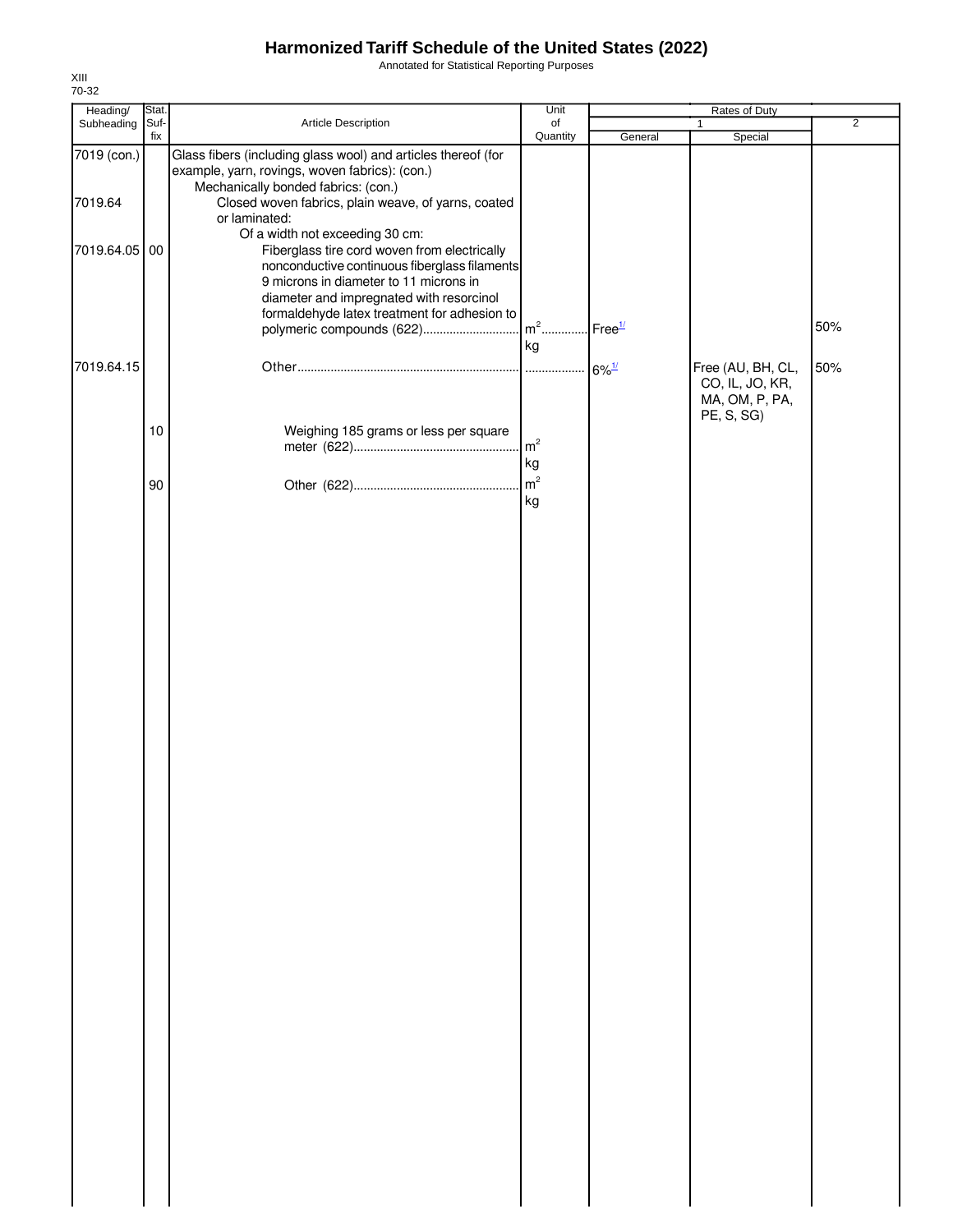# Harmonized Tariff Schedule of the United States (2022)

Annotated for Statistical Reporting Purposes

XIII
70-32

| Heading/ Subheading | Stat. Suf- fix | Article Description | Unit of Quantity | Rates of Duty 1 General | Special | 2 |
|---|---|---|---|---|---|---|
| 7019 (con.) | | Glass fibers (including glass wool) and articles thereof (for example, yarn, rovings, woven fabrics): (con.) | | | | |
| | | Mechanically bonded fabrics: (con.) | | | | |
| 7019.64 | | Closed woven fabrics, plain weave, of yarns, coated or laminated: | | | | |
| | | Of a width not exceeding 30 cm: | | | | |
| 7019.64.05 | 00 | Fiberglass tire cord woven from electrically nonconductive continuous fiberglass filaments 9 microns in diameter to 11 microns in diameter and impregnated with resorcinol formaldehyde latex treatment for adhesion to polymeric compounds (622) | $m^2$ kg | Free[1/] | | 50% |
| 7019.64.15 | | Other | | 6%[1/] | Free (AU, BH, CL, CO, IL, JO, KR, MA, OM, P, PA, PE, S, SG) | 50% |
| | 10 | Weighing 185 grams or less per square meter (622) | $m^2$ kg | | | |
| | 90 | Other (622) | $m^2$ kg | | | |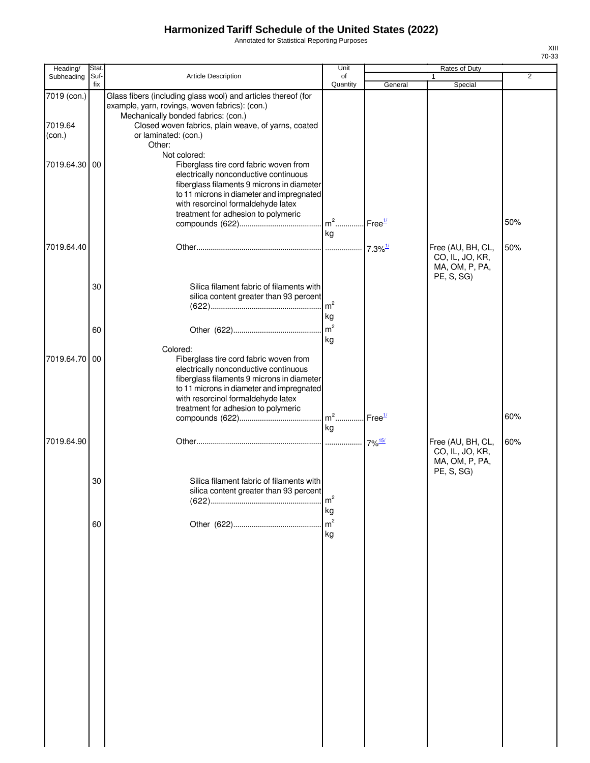# Harmonized Tariff Schedule of the United States (2022)

Annotated for Statistical Reporting Purposes

XIII
70-33

| Heading/ Subheading | Stat. Suf- fix | Article Description | Unit of Quantity | Rates of Duty 1 General | Special | 2 |
|---|---|---|---|---|---|---|
| 7019 (con.) | | Glass fibers (including glass wool) and articles thereof (for example, yarn, rovings, woven fabrics): (con.) | | | | |
| | | Mechanically bonded fabrics: (con.) | | | | |
| 7019.64 (con.) | | Closed woven fabrics, plain weave, of yarns, coated or laminated: (con.) | | | | |
| | | Other: | | | | |
| | | Not colored: | | | | |
| 7019.64.30 | 00 | Fiberglass tire cord fabric woven from electrically nonconductive continuous fiberglass filaments 9 microns in diameter to 11 microns in diameter and impregnated with resorcinol formaldehyde latex treatment for adhesion to polymeric compounds (622) | m²<br>kg | Free[1/] | | 50% |
| 7019.64.40 | | Other | | 7.3%[1/] | Free (AU, BH, CL, CO, IL, JO, KR, MA, OM, P, PA, PE, S, SG) | 50% |
| | 30 | Silica filament fabric of filaments with silica content greater than 93 percent (622) | m²<br>kg | | | |
| | 60 | Other (622) | m²<br>kg | | | |
| | | Colored: | | | | |
| 7019.64.70 | 00 | Fiberglass tire cord fabric woven from electrically nonconductive continuous fiberglass filaments 9 microns in diameter to 11 microns in diameter and impregnated with resorcinol formaldehyde latex treatment for adhesion to polymeric compounds (622) | m²<br>kg | Free[1/] | | 60% |
| 7019.64.90 | | Other | | 7%[15/] | Free (AU, BH, CL, CO, IL, JO, KR, MA, OM, P, PA, PE, S, SG) | 60% |
| | 30 | Silica filament fabric of filaments with silica content greater than 93 percent (622) | m²<br>kg | | | |
| | 60 | Other (622) | m²<br>kg | | | |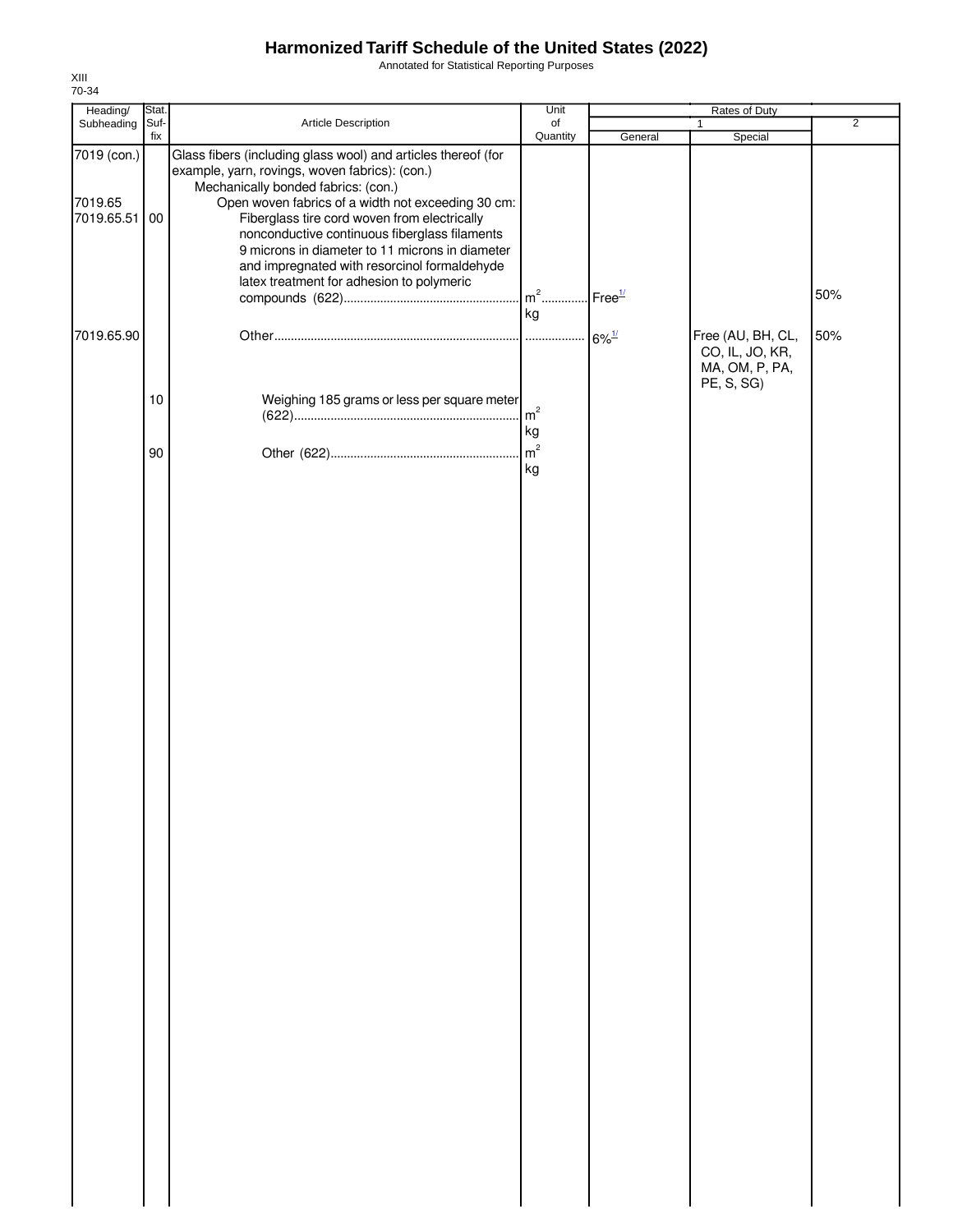# Harmonized Tariff Schedule of the United States (2022)

Annotated for Statistical Reporting Purposes

XIII
70-34

| Heading/ Subheading | Stat. Suf- fix | Article Description | Unit of Quantity | Rates of Duty 1 General | Special | 2 |
|---|---|---|---|---|---|---|
| 7019 (con.) | | Glass fibers (including glass wool) and articles thereof (for example, yarn, rovings, woven fabrics): (con.) | | | | |
| | | Mechanically bonded fabrics: (con.) | | | | |
| 7019.65 | | Open woven fabrics of a width not exceeding 30 cm: | | | | |
| 7019.65.51 | 00 | Fiberglass tire cord woven from electrically nonconductive continuous fiberglass filaments 9 microns in diameter to 11 microns in diameter and impregnated with resorcinol formaldehyde latex treatment for adhesion to polymeric compounds (622) | $m^2$<br>kg | Free[1/] | | 50% |
| 7019.65.90 | | Other | | 6%[1/] | Free (AU, BH, CL, CO, IL, JO, KR, MA, OM, P, PA, PE, S, SG) | 50% |
| | 10 | Weighing 185 grams or less per square meter (622) | $m^2$<br>kg | | | |
| | 90 | Other (622) | $m^2$<br>kg | | | |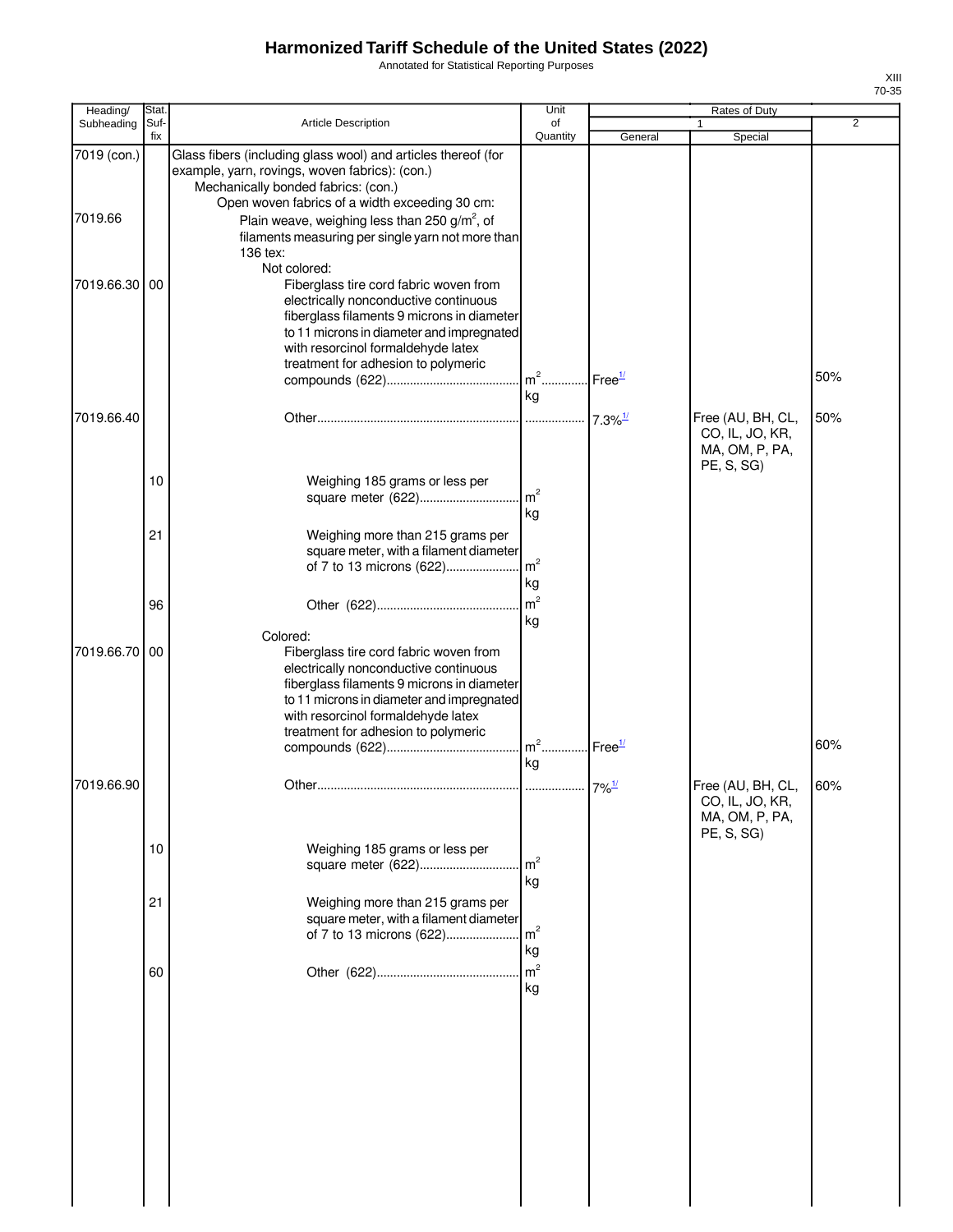# Harmonized Tariff Schedule of the United States (2022)

Annotated for Statistical Reporting Purposes

XIII
70-35

| Heading/ Subheading | Stat. Suf- fix | Article Description | Unit of Quantity | Rates of Duty 1 General | Rates of Duty 1 Special | Rates of Duty 2 |
|---|---|---|---|---|---|---|
| 7019 (con.) | | Glass fibers (including glass wool) and articles thereof (for example, yarn, rovings, woven fabrics): (con.) | | | | |
| | | Mechanically bonded fabrics: (con.) | | | | |
| | | Open woven fabrics of a width exceeding 30 cm: | | | | |
| 7019.66 | | Plain weave, weighing less than 250 g/m$^2$, of filaments measuring per single yarn not more than 136 tex: | | | | |
| | | Not colored: | | | | |
| 7019.66.30 | 00 | Fiberglass tire cord fabric woven from electrically nonconductive continuous fiberglass filaments 9 microns in diameter to 11 microns in diameter and impregnated with resorcinol formaldehyde latex treatment for adhesion to polymeric compounds (622) | m$^2$ kg | Free[1/] | | 50% |
| 7019.66.40 | | Other | | 7.3%[1/] | Free (AU, BH, CL, CO, IL, JO, KR, MA, OM, P, PA, PE, S, SG) | 50% |
| | 10 | Weighing 185 grams or less per square meter (622) | m$^2$ kg | | | |
| | 21 | Weighing more than 215 grams per square meter, with a filament diameter of 7 to 13 microns (622) | m$^2$ kg | | | |
| | 96 | Other (622) | m$^2$ kg | | | |
| | | Colored: | | | | |
| 7019.66.70 | 00 | Fiberglass tire cord fabric woven from electrically nonconductive continuous fiberglass filaments 9 microns in diameter to 11 microns in diameter and impregnated with resorcinol formaldehyde latex treatment for adhesion to polymeric compounds (622) | m$^2$ kg | Free[1/] | | 60% |
| 7019.66.90 | | Other | | 7%[1/] | Free (AU, BH, CL, CO, IL, JO, KR, MA, OM, P, PA, PE, S, SG) | 60% |
| | 10 | Weighing 185 grams or less per square meter (622) | m$^2$ kg | | | |
| | 21 | Weighing more than 215 grams per square meter, with a filament diameter of 7 to 13 microns (622) | m$^2$ kg | | | |
| | 60 | Other (622) | m$^2$ kg | | | |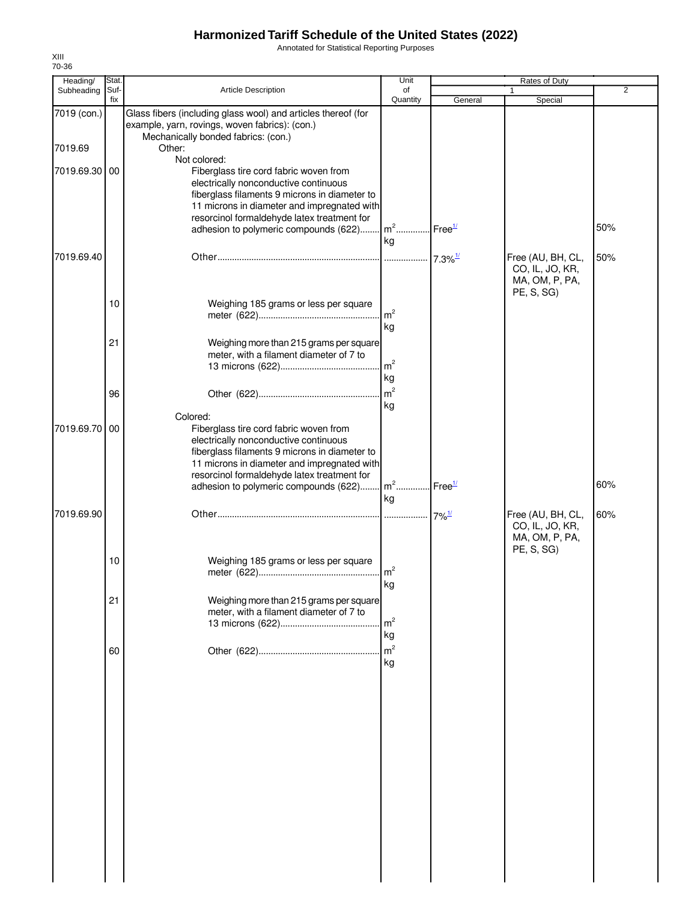# Harmonized Tariff Schedule of the United States (2022)

Annotated for Statistical Reporting Purposes

XIII
70-36

| Heading/ Subheading | Stat. Suf- fix | Article Description | Unit of Quantity | Rates of Duty 1 General | Rates of Duty 1 Special | Rates of Duty 2 |
|---|---|---|---|---|---|---|
| 7019 (con.) | | Glass fibers (including glass wool) and articles thereof (for example, yarn, rovings, woven fabrics): (con.) | | | | |
| | | Mechanically bonded fabrics: (con.) | | | | |
| 7019.69 | | Other: | | | | |
| | | Not colored: | | | | |
| 7019.69.30 | 00 | Fiberglass tire cord fabric woven from electrically nonconductive continuous fiberglass filaments 9 microns in diameter to 11 microns in diameter and impregnated with resorcinol formaldehyde latex treatment for adhesion to polymeric compounds (622) | $m^2$ kg | Free[1/] | | 50% |
| 7019.69.40 | | Other | | 7.3%[1/] | Free (AU, BH, CL, CO, IL, JO, KR, MA, OM, P, PA, PE, S, SG) | 50% |
| | 10 | Weighing 185 grams or less per square meter (622) | $m^2$ kg | | | |
| | 21 | Weighing more than 215 grams per square meter, with a filament diameter of 7 to 13 microns (622) | $m^2$ kg | | | |
| | 96 | Other (622) | $m^2$ kg | | | |
| | | Colored: | | | | |
| 7019.69.70 | 00 | Fiberglass tire cord fabric woven from electrically nonconductive continuous fiberglass filaments 9 microns in diameter to 11 microns in diameter and impregnated with resorcinol formaldehyde latex treatment for adhesion to polymeric compounds (622) | $m^2$ kg | Free[1/] | | 60% |
| 7019.69.90 | | Other | | 7%[1/] | Free (AU, BH, CL, CO, IL, JO, KR, MA, OM, P, PA, PE, S, SG) | 60% |
| | 10 | Weighing 185 grams or less per square meter (622) | $m^2$ kg | | | |
| | 21 | Weighing more than 215 grams per square meter, with a filament diameter of 7 to 13 microns (622) | $m^2$ kg | | | |
| | 60 | Other (622) | $m^2$ kg | | | |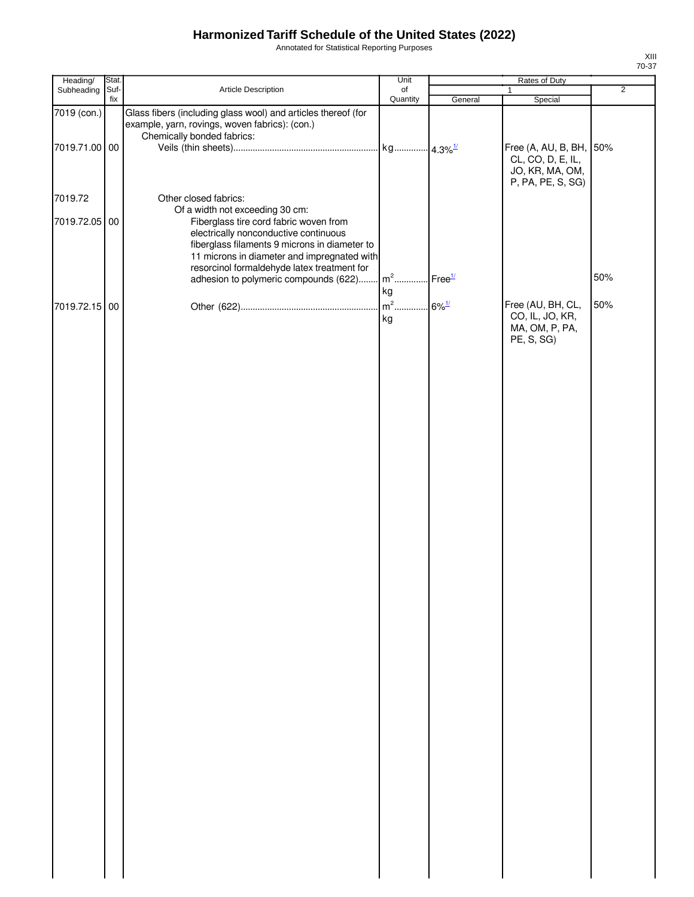# Harmonized Tariff Schedule of the United States (2022)

Annotated for Statistical Reporting Purposes

XIII
70-37

| Heading/ Subheading | Stat. Suf- fix | Article Description | Unit of Quantity | Rates of Duty 1 General | Special | 2 |
|---|---|---|---|---|---|---|
| 7019 (con.) | | Glass fibers (including glass wool) and articles thereof (for example, yarn, rovings, woven fabrics): (con.) | | | | |
| | | Chemically bonded fabrics: | | | | |
| 7019.71.00 | 00 | Veils (thin sheets) | kg | 4.3%[1/] | Free (A, AU, B, BH, CL, CO, D, E, IL, JO, KR, MA, OM, P, PA, PE, S, SG) | 50% |
| 7019.72 | | Other closed fabrics: | | | | |
| | | Of a width not exceeding 30 cm: | | | | |
| 7019.72.05 | 00 | Fiberglass tire cord fabric woven from electrically nonconductive continuous fiberglass filaments 9 microns in diameter to 11 microns in diameter and impregnated with resorcinol formaldehyde latex treatment for adhesion to polymeric compounds (622) | $m^2$ kg | Free[1/] | | 50% |
| 7019.72.15 | 00 | Other (622) | $m^2$ kg | 6%[1/] | Free (AU, BH, CL, CO, IL, JO, KR, MA, OM, P, PA, PE, S, SG) | 50% |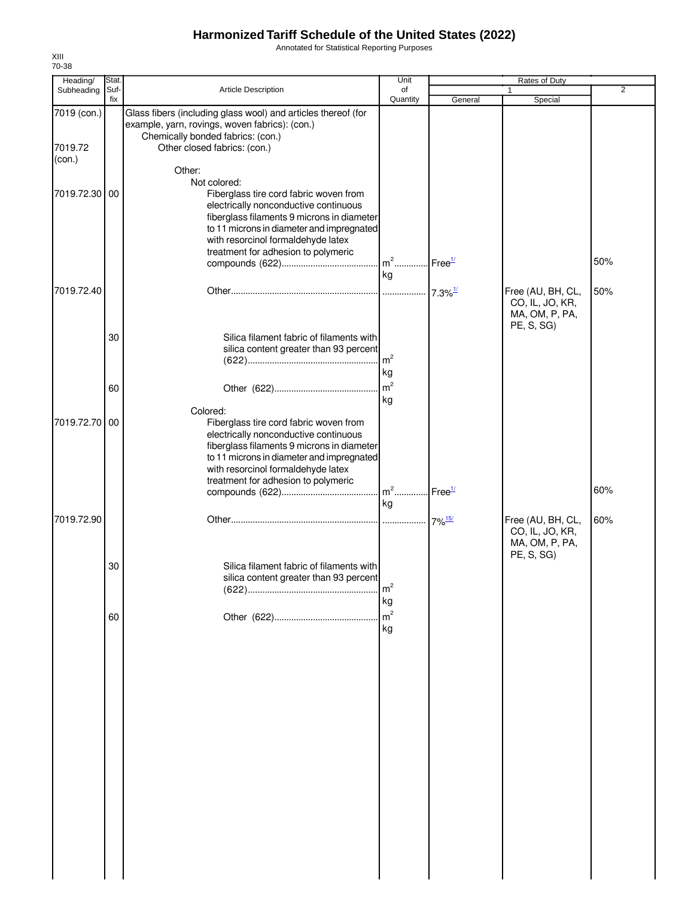# Harmonized Tariff Schedule of the United States (2022)

Annotated for Statistical Reporting Purposes

XIII
70-38

| Heading/ Subheading | Stat. Suf- fix | Article Description | Unit of Quantity | Rates of Duty 1 General | Special | 2 |
|---|---|---|---|---|---|---|
| 7019 (con.) | | Glass fibers (including glass wool) and articles thereof (for example, yarn, rovings, woven fabrics): (con.) | | | | |
| | | Chemically bonded fabrics: (con.) | | | | |
| 7019.72 (con.) | | Other closed fabrics: (con.) | | | | |
| | | Other: | | | | |
| | | Not colored: | | | | |
| 7019.72.30 | 00 | Fiberglass tire cord fabric woven from electrically nonconductive continuous fiberglass filaments 9 microns in diameter to 11 microns in diameter and impregnated with resorcinol formaldehyde latex treatment for adhesion to polymeric compounds (622) | $m^2$ kg | Free[1/] | | 50% |
| 7019.72.40 | | Other | | 7.3%[1/] | Free (AU, BH, CL, CO, IL, JO, KR, MA, OM, P, PA, PE, S, SG) | 50% |
| | 30 | Silica filament fabric of filaments with silica content greater than 93 percent (622) | $m^2$ kg | | | |
| | 60 | Other (622) | $m^2$ kg | | | |
| | | Colored: | | | | |
| 7019.72.70 | 00 | Fiberglass tire cord fabric woven from electrically nonconductive continuous fiberglass filaments 9 microns in diameter to 11 microns in diameter and impregnated with resorcinol formaldehyde latex treatment for adhesion to polymeric compounds (622) | $m^2$ kg | Free[1/] | | 60% |
| 7019.72.90 | | Other | | 7%[15/] | Free (AU, BH, CL, CO, IL, JO, KR, MA, OM, P, PA, PE, S, SG) | 60% |
| | 30 | Silica filament fabric of filaments with silica content greater than 93 percent (622) | $m^2$ kg | | | |
| | 60 | Other (622) | $m^2$ kg | | | |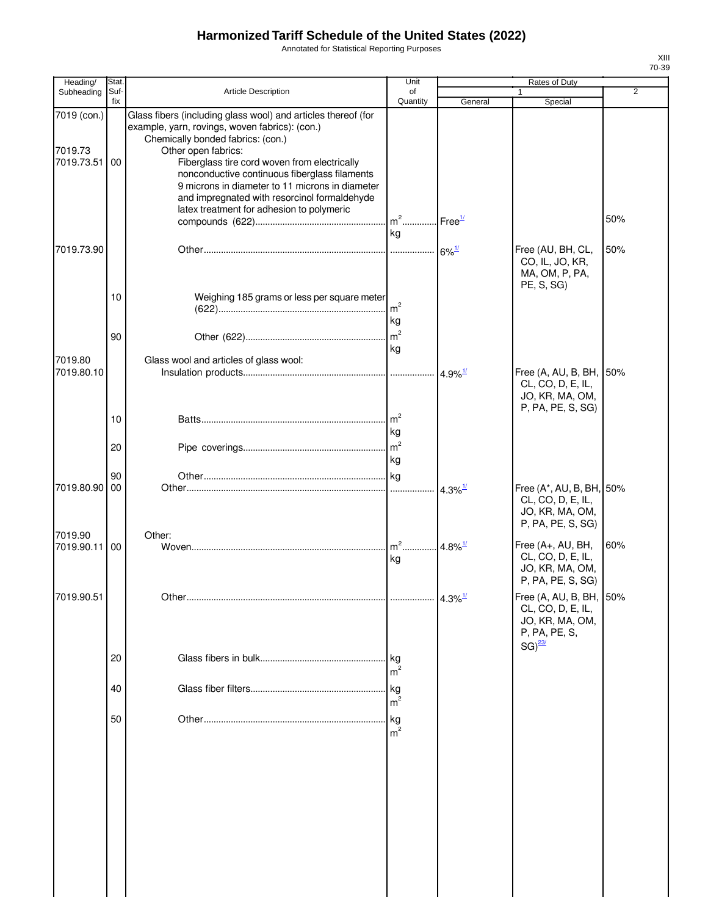# Harmonized Tariff Schedule of the United States (2022)

Annotated for Statistical Reporting Purposes

XIII
70-39

| Heading/ Subheading | Stat. Suf-fix | Article Description | Unit of Quantity | Rates of Duty 1 General | Special | 2 |
|---|---|---|---|---|---|---|
| 7019 (con.) | | Glass fibers (including glass wool) and articles thereof (for example, yarn, rovings, woven fabrics): (con.) | | | | |
| | | Chemically bonded fabrics: (con.) | | | | |
| 7019.73 | | Other open fabrics: | | | | |
| 7019.73.51 | 00 | Fiberglass tire cord woven from electrically nonconductive continuous fiberglass filaments 9 microns in diameter to 11 microns in diameter and impregnated with resorcinol formaldehyde latex treatment for adhesion to polymeric compounds (622) | $m^2$ kg | Free[1/] | | 50% |
| 7019.73.90 | | Other | | 6%[1/] | Free (AU, BH, CL, CO, IL, JO, KR, MA, OM, P, PA, PE, S, SG) | 50% |
| | 10 | Weighing 185 grams or less per square meter (622) | $m^2$ kg | | | |
| | 90 | Other (622) | $m^2$ kg | | | |
| 7019.80 | | Glass wool and articles of glass wool: | | | | |
| 7019.80.10 | | Insulation products | | 4.9%[1/] | Free (A, AU, B, BH, CL, CO, D, E, IL, JO, KR, MA, OM, P, PA, PE, S, SG) | 50% |
| | 10 | Batts | $m^2$ kg | | | |
| | 20 | Pipe coverings | $m^2$ kg | | | |
| | 90 | Other | kg | | | |
| 7019.80.90 | 00 | Other | | 4.3%[1/] | Free (A*, AU, B, BH, CL, CO, D, E, IL, JO, KR, MA, OM, P, PA, PE, S, SG) | 50% |
| 7019.90 | | Other: | | | | |
| 7019.90.11 | 00 | Woven | $m^2$ kg | 4.8%[1/] | Free (A+, AU, BH, CL, CO, D, E, IL, JO, KR, MA, OM, P, PA, PE, S, SG) | 60% |
| 7019.90.51 | | Other | | 4.3%[1/] | Free (A, AU, B, BH, CL, CO, D, E, IL, JO, KR, MA, OM, P, PA, PE, S, SG)[23/] | 50% |
| | 20 | Glass fibers in bulk | kg $m^2$ | | | |
| | 40 | Glass fiber filters | kg $m^2$ | | | |
| | 50 | Other | kg $m^2$ | | | |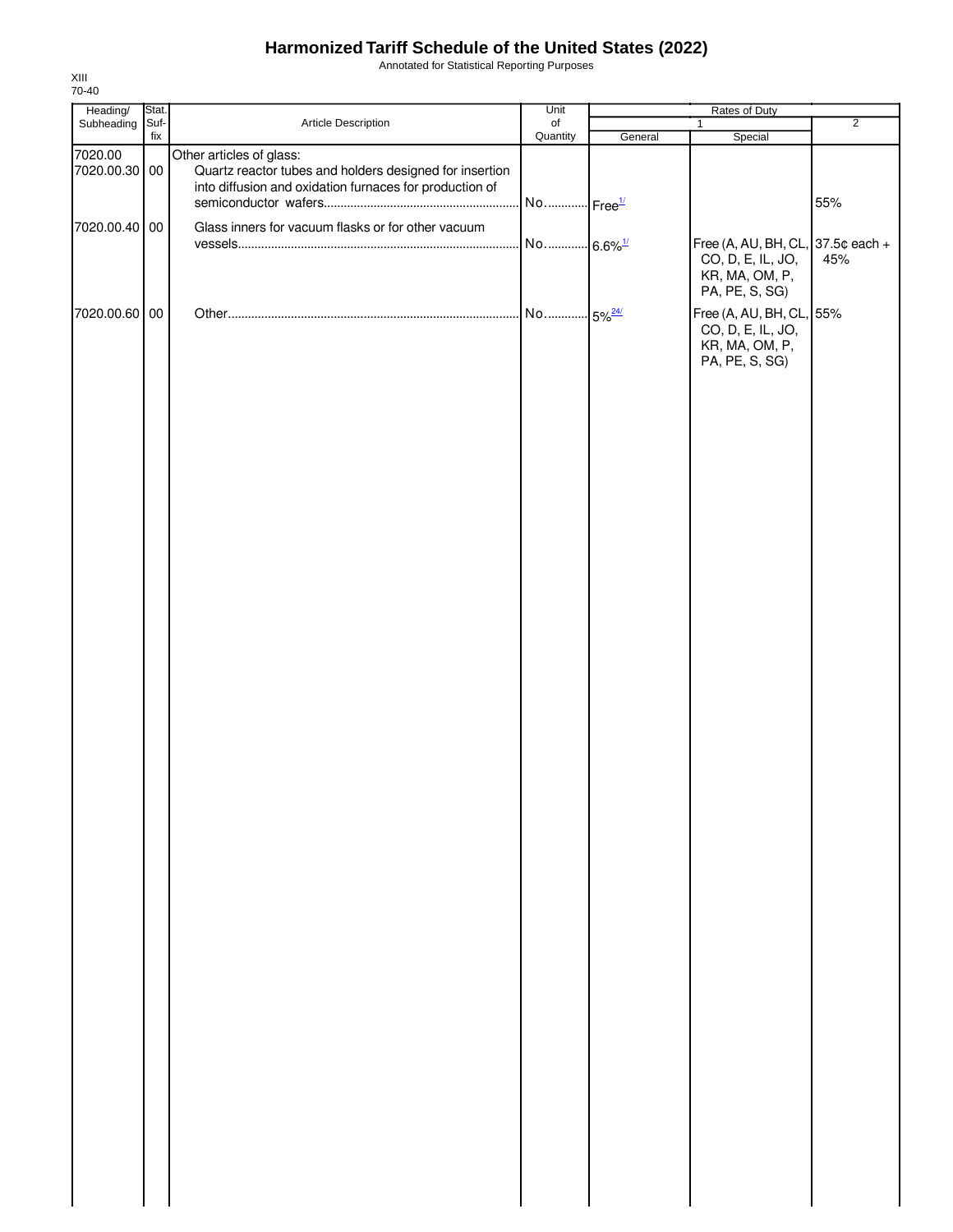# Harmonized Tariff Schedule of the United States (2022)

Annotated for Statistical Reporting Purposes

XIII
70-40

| Heading/ Subheading | Stat. Suf- fix | Article Description | Unit of Quantity | Rates of Duty 1 General | Special | 2 |
|---|---|---|---|---|---|---|
| 7020.00 | | Other articles of glass: | | | | |
| 7020.00.30 | 00 | Quartz reactor tubes and holders designed for insertion into diffusion and oxidation furnaces for production of semiconductor wafers | No. | Free[1/] | | 55% |
| 7020.00.40 | 00 | Glass inners for vacuum flasks or for other vacuum vessels | No. | 6.6%[1/] | Free (A, AU, BH, CL, CO, D, E, IL, JO, KR, MA, OM, P, PA, PE, S, SG) | 37.5¢ each + 45% |
| 7020.00.60 | 00 | Other | No. | 5%[24/] | Free (A, AU, BH, CL, CO, D, E, IL, JO, KR, MA, OM, P, PA, PE, S, SG) | 55% |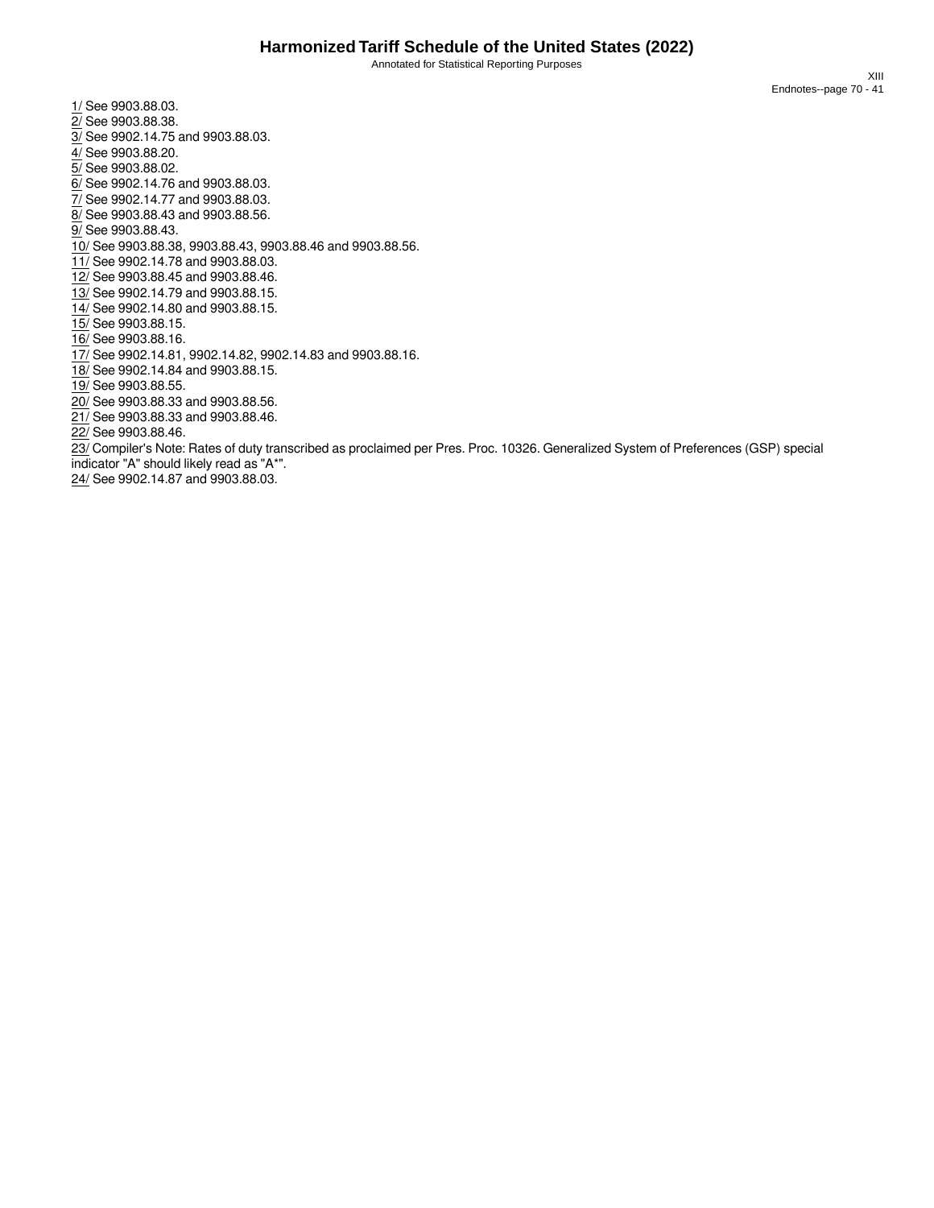1/ See 9903.88.03.
2/ See 9903.88.38.
3/ See 9902.14.75 and 9903.88.03.
4/ See 9903.88.20.
5/ See 9903.88.02.
6/ See 9902.14.76 and 9903.88.03.
7/ See 9902.14.77 and 9903.88.03.
8/ See 9903.88.43 and 9903.88.56.
9/ See 9903.88.43.
10/ See 9903.88.38, 9903.88.43, 9903.88.46 and 9903.88.56.
11/ See 9902.14.78 and 9903.88.03.
12/ See 9903.88.45 and 9903.88.46.
13/ See 9902.14.79 and 9903.88.15.
14/ See 9902.14.80 and 9903.88.15.
15/ See 9903.88.15.
16/ See 9903.88.16.
17/ See 9902.14.81, 9902.14.82, 9902.14.83 and 9903.88.16.
18/ See 9902.14.84 and 9903.88.15.
19/ See 9903.88.55.
20/ See 9903.88.33 and 9903.88.56.
21/ See 9903.88.33 and 9903.88.46.
22/ See 9903.88.46.
23/ Compiler's Note: Rates of duty transcribed as proclaimed per Pres. Proc. 10326. Generalized System of Preferences (GSP) special indicator "A" should likely read as "A*".
24/ See 9902.14.87 and 9903.88.03.